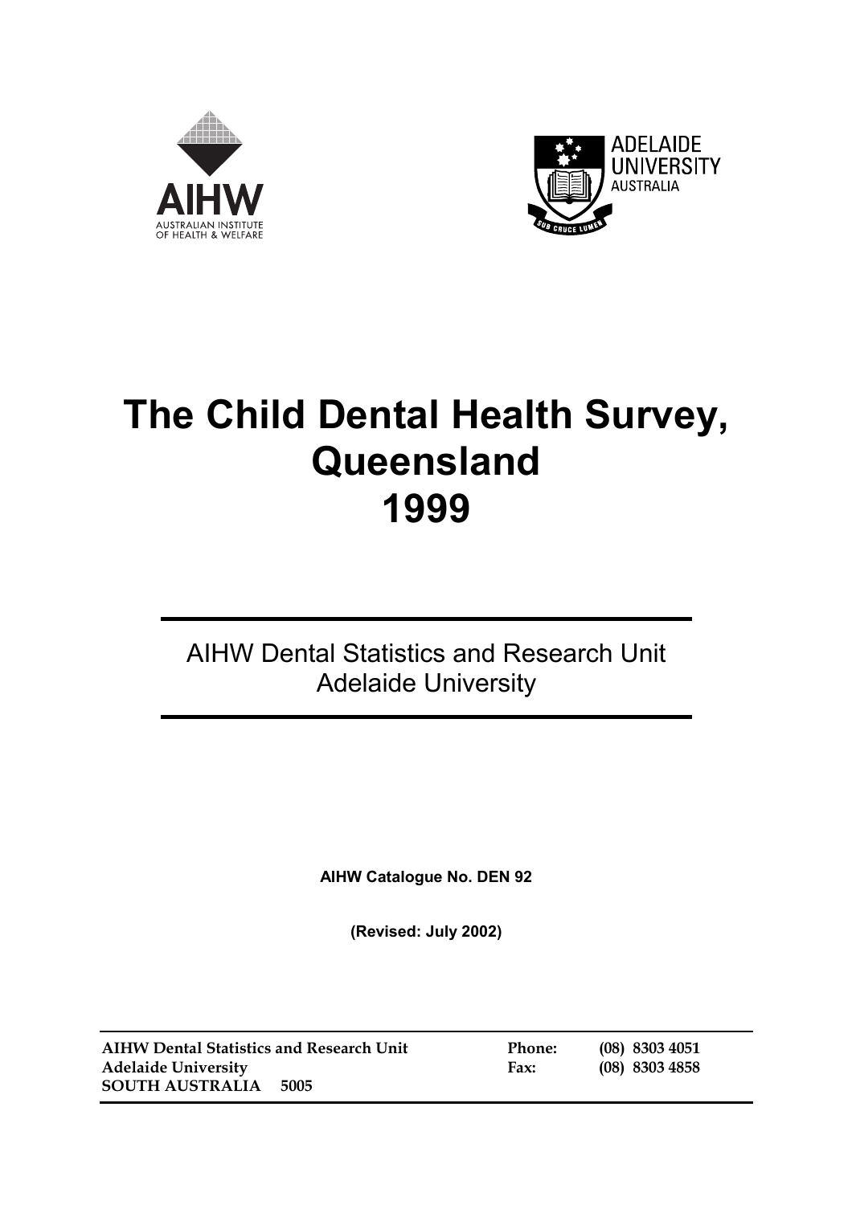AIHW

AUSTRALIAN INSTITUTE OF HEALTH & WELFARE

ADELAIDE UNIVERSITY AUSTRALIA

# The Child Dental Health Survey, Queensland 1999

AIHW Dental Statistics and Research Unit
Adelaide University

**AIHW Catalogue No. DEN 92**

**(Revised: July 2002)**

| | | |
|---|---|---|
| **AIHW Dental Statistics and Research Unit** | **Phone:** | **(08) 8303 4051** |
| **Adelaide University** | **Fax:** | **(08) 8303 4858** |
| **SOUTH AUSTRALIA 5005** | | |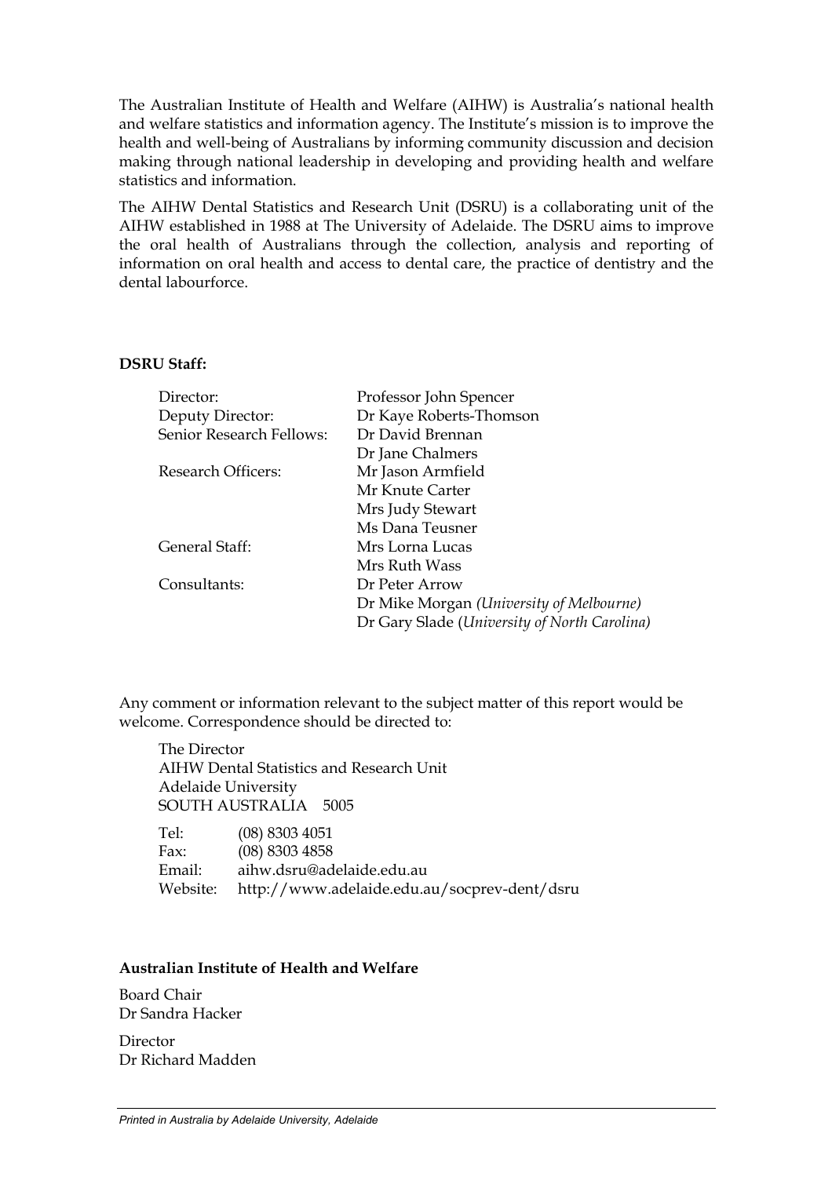The Australian Institute of Health and Welfare (AIHW) is Australia's national health and welfare statistics and information agency. The Institute's mission is to improve the health and well-being of Australians by informing community discussion and decision making through national leadership in developing and providing health and welfare statistics and information.

The AIHW Dental Statistics and Research Unit (DSRU) is a collaborating unit of the AIHW established in 1988 at The University of Adelaide. The DSRU aims to improve the oral health of Australians through the collection, analysis and reporting of information on oral health and access to dental care, the practice of dentistry and the dental labourforce.

**DSRU Staff:**

| | |
|---|---|
| Director: | Professor John Spencer |
| Deputy Director: | Dr Kaye Roberts-Thomson |
| Senior Research Fellows: | Dr David Brennan |
| | Dr Jane Chalmers |
| Research Officers: | Mr Jason Armfield |
| | Mr Knute Carter |
| | Mrs Judy Stewart |
| | Ms Dana Teusner |
| General Staff: | Mrs Lorna Lucas |
| | Mrs Ruth Wass |
| Consultants: | Dr Peter Arrow |
| | Dr Mike Morgan *(University of Melbourne)* |
| | Dr Gary Slade (*University of North Carolina)* |

Any comment or information relevant to the subject matter of this report would be welcome. Correspondence should be directed to:

The Director
AIHW Dental Statistics and Research Unit
Adelaide University
SOUTH AUSTRALIA 5005

Tel: (08) 8303 4051
Fax: (08) 8303 4858
Email: aihw.dsru@adelaide.edu.au
Website: http://www.adelaide.edu.au/socprev-dent/dsru

**Australian Institute of Health and Welfare**

Board Chair
Dr Sandra Hacker

Director
Dr Richard Madden

*Printed in Australia by Adelaide University, Adelaide*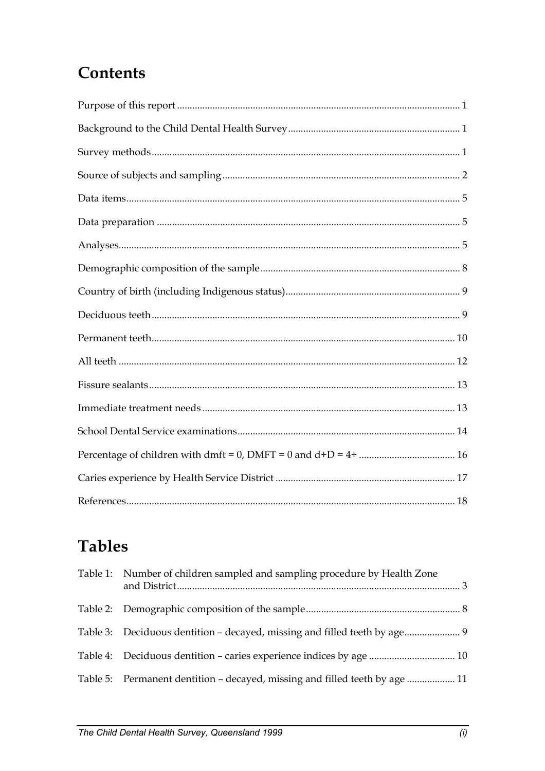# Contents

Purpose of this report ............................................................................................................ 1

Background to the Child Dental Health Survey .................................................................. 1

Survey methods ..................................................................................................................... 1

Source of subjects and sampling ........................................................................................... 2

Data items ............................................................................................................................... 5

Data preparation .................................................................................................................... 5

Analyses .................................................................................................................................. 5

Demographic composition of the sample ............................................................................ 8

Country of birth (including Indigenous status) ................................................................... 9

Deciduous teeth ...................................................................................................................... 9

Permanent teeth .................................................................................................................... 10

All teeth ................................................................................................................................. 12

Fissure sealants ..................................................................................................................... 13

Immediate treatment needs ................................................................................................. 13

School Dental Service examinations ................................................................................... 14

Percentage of children with dmft = 0, DMFT = 0 and d+D = 4+ ..................................... 16

Caries experience by Health Service District ..................................................................... 17

References .............................................................................................................................. 18

# Tables

Table 1: Number of children sampled and sampling procedure by Health Zone and District ............................................................................................................ 3

Table 2: Demographic composition of the sample ............................................................ 8

Table 3: Deciduous dentition – decayed, missing and filled teeth by age ...................... 9

Table 4: Deciduous dentition – caries experience indices by age ................................. 10

Table 5: Permanent dentition – decayed, missing and filled teeth by age ................... 11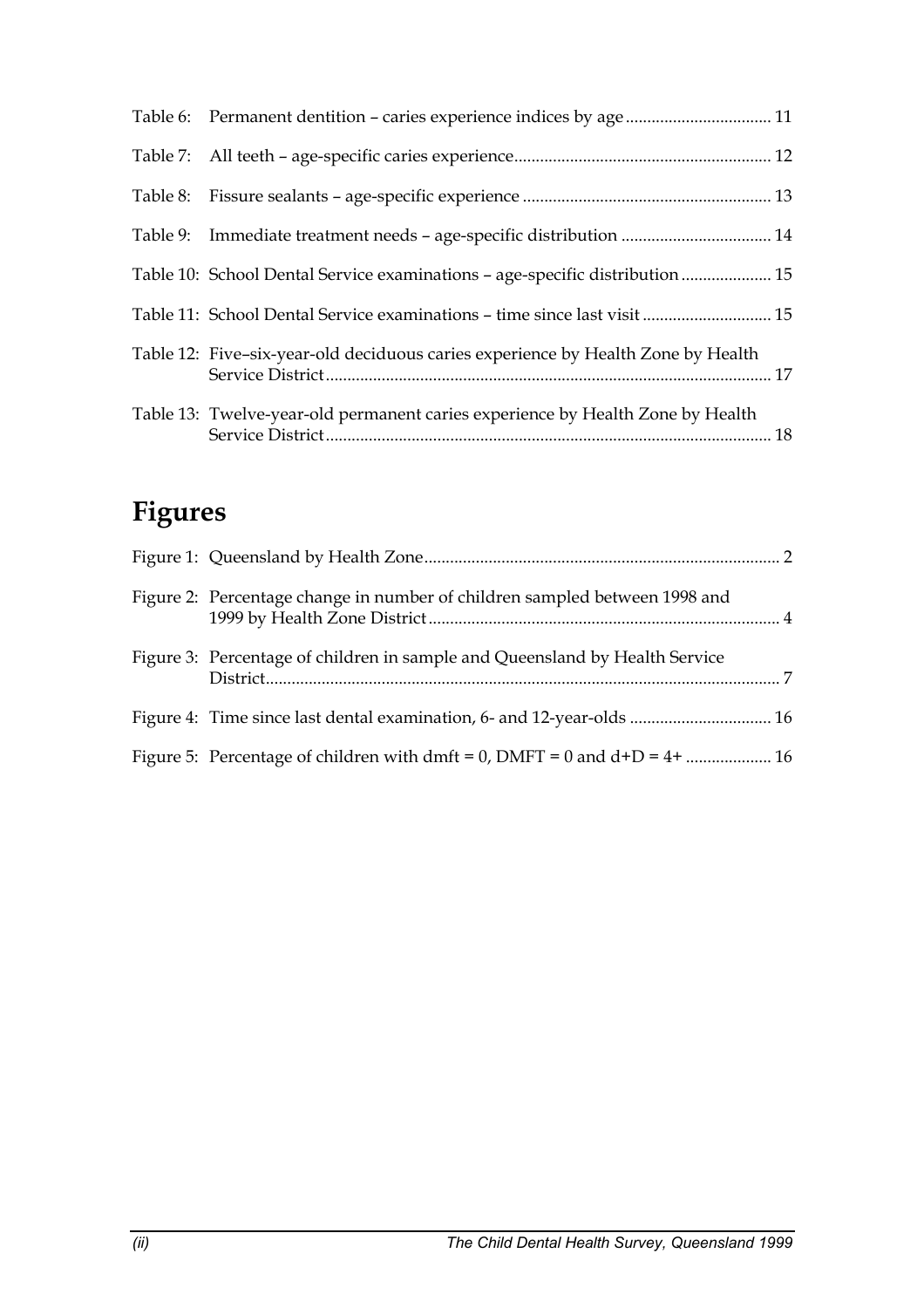Table 6: Permanent dentition – caries experience indices by age ................................. 11

Table 7: All teeth – age-specific caries experience........................................................... 12

Table 8: Fissure sealants – age-specific experience ......................................................... 13

Table 9: Immediate treatment needs – age-specific distribution ................................... 14

Table 10: School Dental Service examinations – age-specific distribution ..................... 15

Table 11: School Dental Service examinations – time since last visit ............................. 15

Table 12: Five–six-year-old deciduous caries experience by Health Zone by Health Service District....................................................................................................... 17

Table 13: Twelve-year-old permanent caries experience by Health Zone by Health Service District....................................................................................................... 18

## Figures

Figure 1: Queensland by Health Zone.................................................................................. 2

Figure 2: Percentage change in number of children sampled between 1998 and 1999 by Health Zone District................................................................................. 4

Figure 3: Percentage of children in sample and Queensland by Health Service District....................................................................................................................... 7

Figure 4: Time since last dental examination, 6- and 12-year-olds ................................. 16

Figure 5: Percentage of children with dmft = 0, DMFT = 0 and d+D = 4+ .................... 16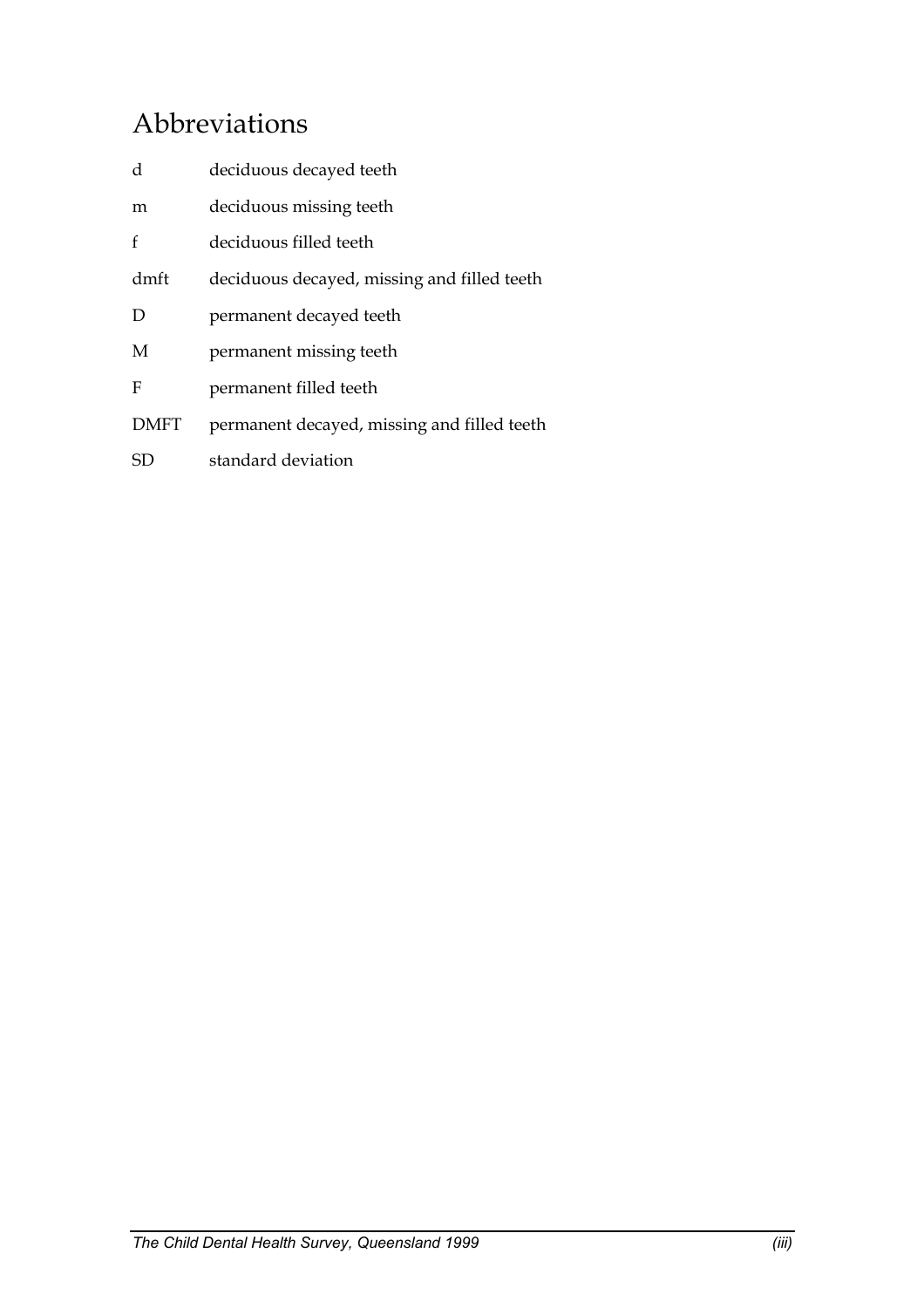# Abbreviations

| | |
|---|---|
| d | deciduous decayed teeth |
| m | deciduous missing teeth |
| f | deciduous filled teeth |
| dmft | deciduous decayed, missing and filled teeth |
| D | permanent decayed teeth |
| M | permanent missing teeth |
| F | permanent filled teeth |
| DMFT | permanent decayed, missing and filled teeth |
| SD | standard deviation |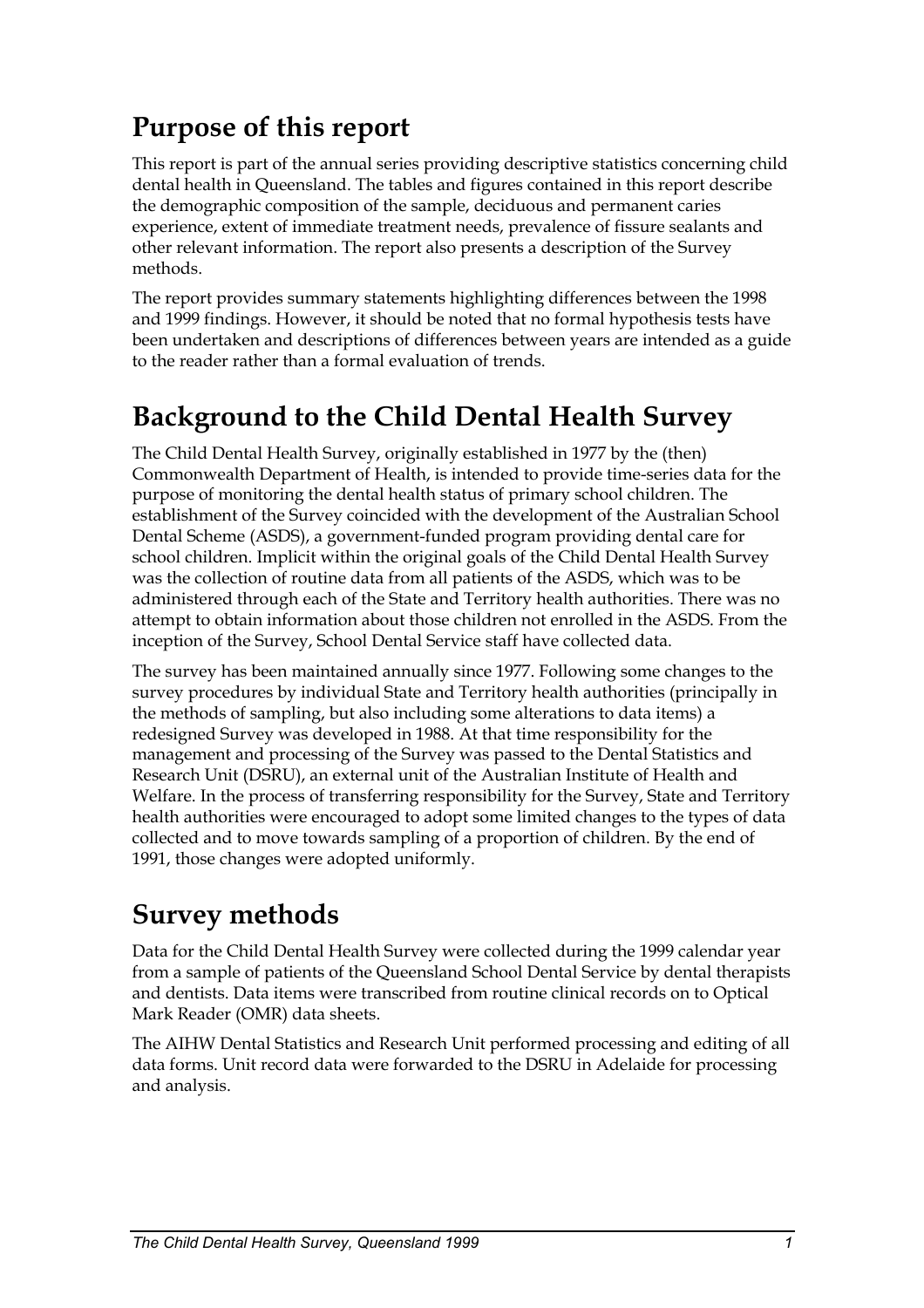## Purpose of this report

This report is part of the annual series providing descriptive statistics concerning child dental health in Queensland. The tables and figures contained in this report describe the demographic composition of the sample, deciduous and permanent caries experience, extent of immediate treatment needs, prevalence of fissure sealants and other relevant information. The report also presents a description of the Survey methods.

The report provides summary statements highlighting differences between the 1998 and 1999 findings. However, it should be noted that no formal hypothesis tests have been undertaken and descriptions of differences between years are intended as a guide to the reader rather than a formal evaluation of trends.

## Background to the Child Dental Health Survey

The Child Dental Health Survey, originally established in 1977 by the (then) Commonwealth Department of Health, is intended to provide time-series data for the purpose of monitoring the dental health status of primary school children. The establishment of the Survey coincided with the development of the Australian School Dental Scheme (ASDS), a government-funded program providing dental care for school children. Implicit within the original goals of the Child Dental Health Survey was the collection of routine data from all patients of the ASDS, which was to be administered through each of the State and Territory health authorities. There was no attempt to obtain information about those children not enrolled in the ASDS. From the inception of the Survey, School Dental Service staff have collected data.

The survey has been maintained annually since 1977. Following some changes to the survey procedures by individual State and Territory health authorities (principally in the methods of sampling, but also including some alterations to data items) a redesigned Survey was developed in 1988. At that time responsibility for the management and processing of the Survey was passed to the Dental Statistics and Research Unit (DSRU), an external unit of the Australian Institute of Health and Welfare. In the process of transferring responsibility for the Survey, State and Territory health authorities were encouraged to adopt some limited changes to the types of data collected and to move towards sampling of a proportion of children. By the end of 1991, those changes were adopted uniformly.

## Survey methods

Data for the Child Dental Health Survey were collected during the 1999 calendar year from a sample of patients of the Queensland School Dental Service by dental therapists and dentists. Data items were transcribed from routine clinical records on to Optical Mark Reader (OMR) data sheets.

The AIHW Dental Statistics and Research Unit performed processing and editing of all data forms. Unit record data were forwarded to the DSRU in Adelaide for processing and analysis.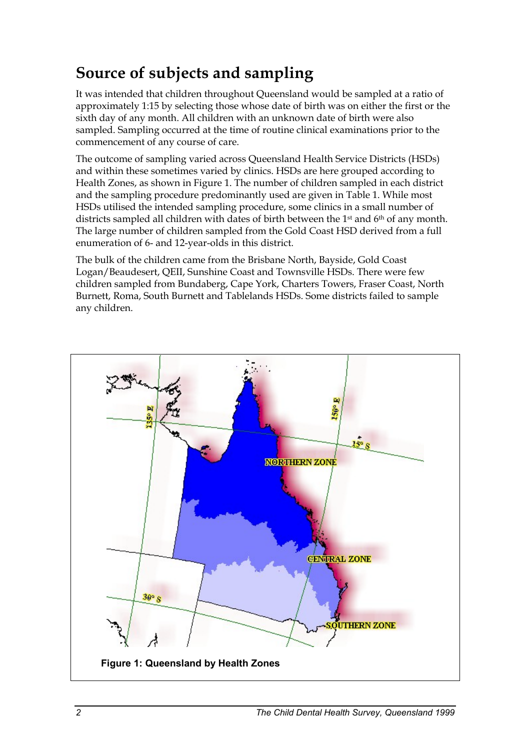## Source of subjects and sampling

It was intended that children throughout Queensland would be sampled at a ratio of approximately 1:15 by selecting those whose date of birth was on either the first or the sixth day of any month. All children with an unknown date of birth were also sampled. Sampling occurred at the time of routine clinical examinations prior to the commencement of any course of care.

The outcome of sampling varied across Queensland Health Service Districts (HSDs) and within these sometimes varied by clinics. HSDs are here grouped according to Health Zones, as shown in Figure 1. The number of children sampled in each district and the sampling procedure predominantly used are given in Table 1. While most HSDs utilised the intended sampling procedure, some clinics in a small number of districts sampled all children with dates of birth between the 1st and 6th of any month. The large number of children sampled from the Gold Coast HSD derived from a full enumeration of 6- and 12-year-olds in this district.

The bulk of the children came from the Brisbane North, Bayside, Gold Coast Logan/Beaudesert, QEII, Sunshine Coast and Townsville HSDs. There were few children sampled from Bundaberg, Cape York, Charters Towers, Fraser Coast, North Burnett, Roma, South Burnett and Tablelands HSDs. Some districts failed to sample any children.

**Figure 1: Queensland by Health Zones**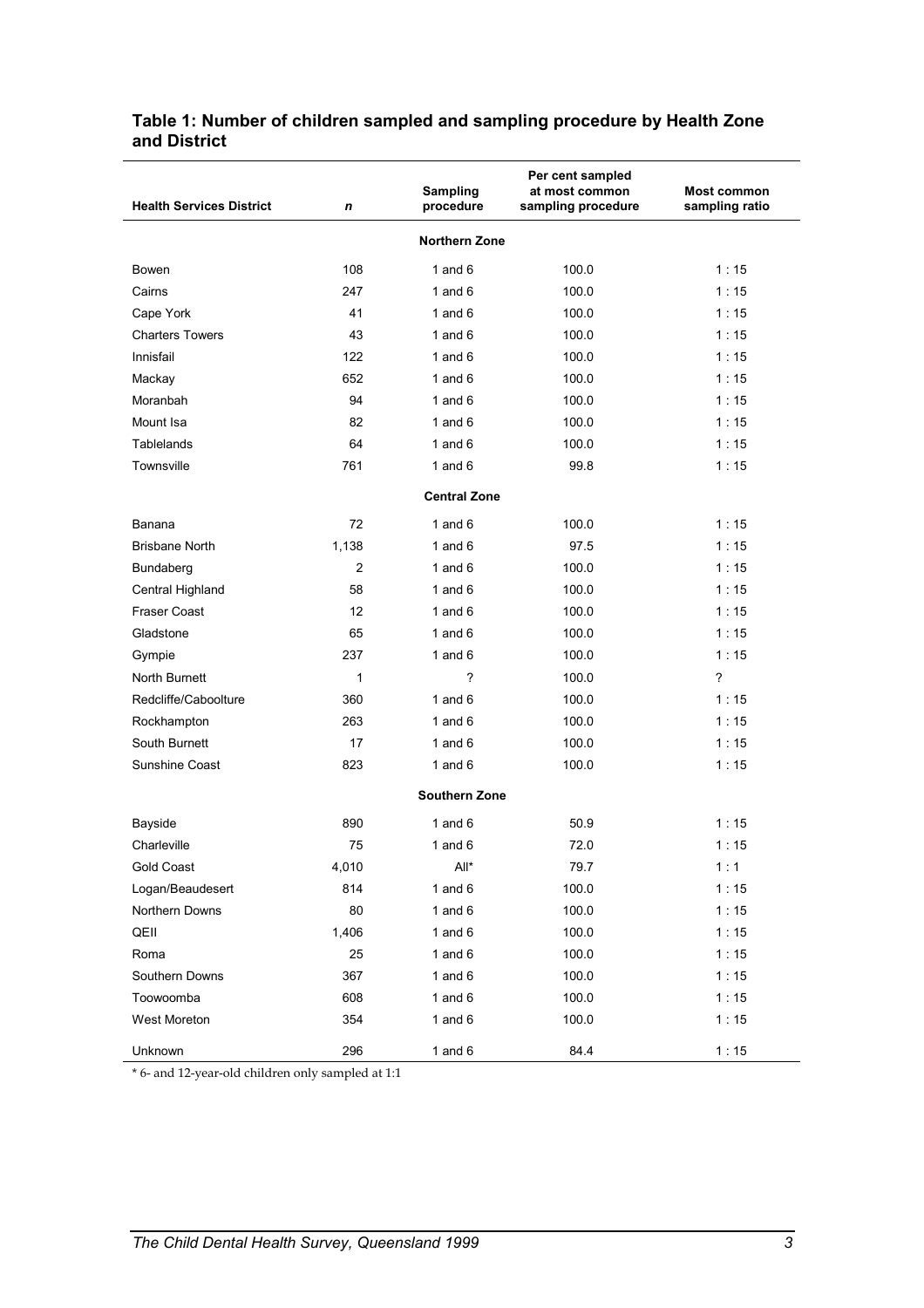**Table 1: Number of children sampled and sampling procedure by Health Zone and District**

| Health Services District | *n* | Sampling procedure | Per cent sampled at most common sampling procedure | Most common sampling ratio |
|---|---|---|---|---|
| | | **Northern Zone** | | |
| Bowen | 108 | 1 and 6 | 100.0 | 1 : 15 |
| Cairns | 247 | 1 and 6 | 100.0 | 1 : 15 |
| Cape York | 41 | 1 and 6 | 100.0 | 1 : 15 |
| Charters Towers | 43 | 1 and 6 | 100.0 | 1 : 15 |
| Innisfail | 122 | 1 and 6 | 100.0 | 1 : 15 |
| Mackay | 652 | 1 and 6 | 100.0 | 1 : 15 |
| Moranbah | 94 | 1 and 6 | 100.0 | 1 : 15 |
| Mount Isa | 82 | 1 and 6 | 100.0 | 1 : 15 |
| Tablelands | 64 | 1 and 6 | 100.0 | 1 : 15 |
| Townsville | 761 | 1 and 6 | 99.8 | 1 : 15 |
| | | **Central Zone** | | |
| Banana | 72 | 1 and 6 | 100.0 | 1 : 15 |
| Brisbane North | 1,138 | 1 and 6 | 97.5 | 1 : 15 |
| Bundaberg | 2 | 1 and 6 | 100.0 | 1 : 15 |
| Central Highland | 58 | 1 and 6 | 100.0 | 1 : 15 |
| Fraser Coast | 12 | 1 and 6 | 100.0 | 1 : 15 |
| Gladstone | 65 | 1 and 6 | 100.0 | 1 : 15 |
| Gympie | 237 | 1 and 6 | 100.0 | 1 : 15 |
| North Burnett | 1 | ? | 100.0 | ? |
| Redcliffe/Caboolture | 360 | 1 and 6 | 100.0 | 1 : 15 |
| Rockhampton | 263 | 1 and 6 | 100.0 | 1 : 15 |
| South Burnett | 17 | 1 and 6 | 100.0 | 1 : 15 |
| Sunshine Coast | 823 | 1 and 6 | 100.0 | 1 : 15 |
| | | **Southern Zone** | | |
| Bayside | 890 | 1 and 6 | 50.9 | 1 : 15 |
| Charleville | 75 | 1 and 6 | 72.0 | 1 : 15 |
| Gold Coast | 4,010 | All* | 79.7 | 1 : 1 |
| Logan/Beaudesert | 814 | 1 and 6 | 100.0 | 1 : 15 |
| Northern Downs | 80 | 1 and 6 | 100.0 | 1 : 15 |
| QEII | 1,406 | 1 and 6 | 100.0 | 1 : 15 |
| Roma | 25 | 1 and 6 | 100.0 | 1 : 15 |
| Southern Downs | 367 | 1 and 6 | 100.0 | 1 : 15 |
| Toowoomba | 608 | 1 and 6 | 100.0 | 1 : 15 |
| West Moreton | 354 | 1 and 6 | 100.0 | 1 : 15 |
| Unknown | 296 | 1 and 6 | 84.4 | 1 : 15 |

\* 6- and 12-year-old children only sampled at 1:1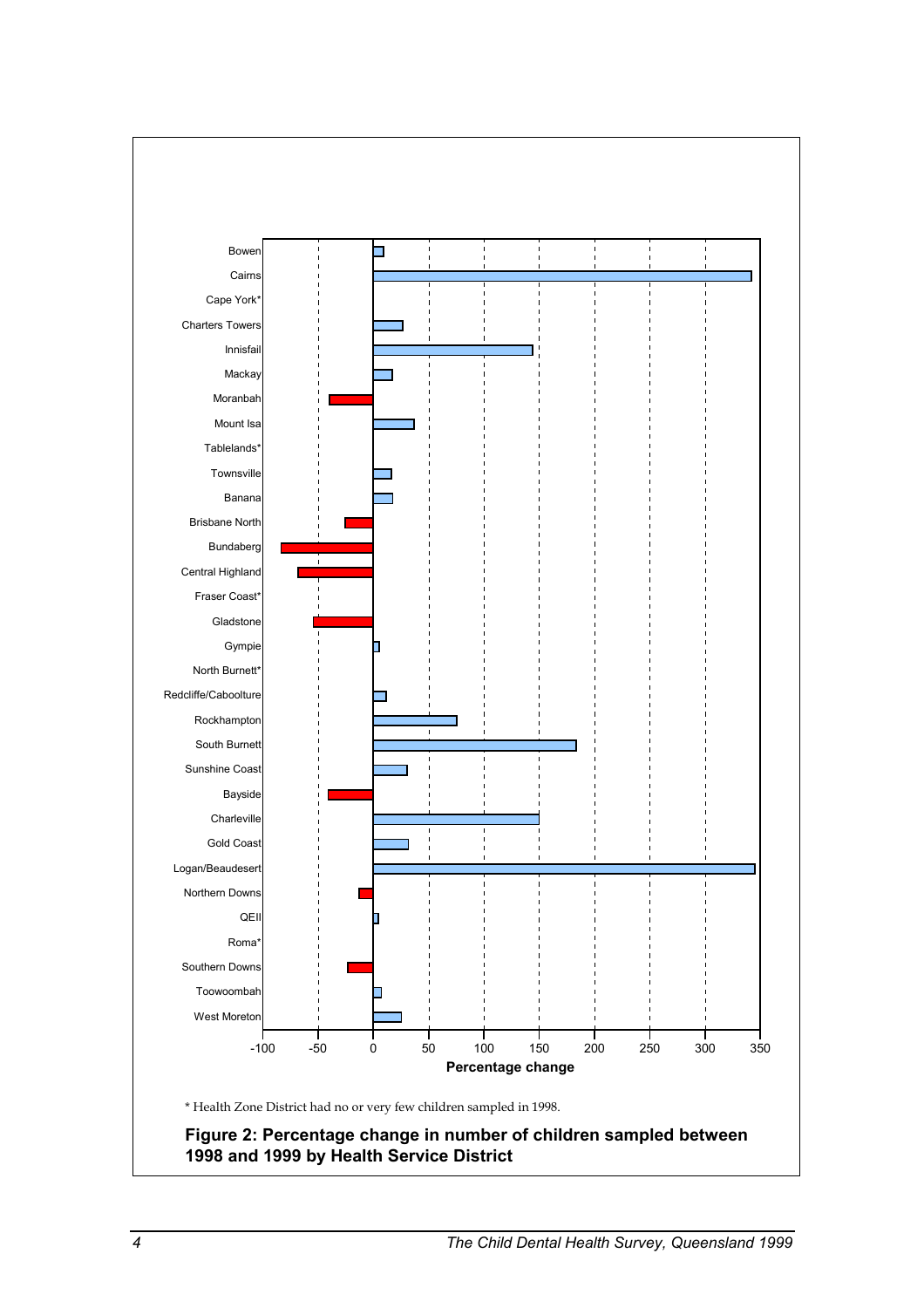Bowen
Cairns
Cape York*
Charters Towers
Innisfail
Mackay
Moranbah
Mount Isa
Tablelands*
Townsville
Banana
Brisbane North
Bundaberg
Central Highland
Fraser Coast*
Gladstone
Gympie
North Burnett*
Redcliffe/Caboolture
Rockhampton
South Burnett
Sunshine Coast
Bayside
Charleville
Gold Coast
Logan/Beaudesert
Northern Downs
QEII
Roma*
Southern Downs
Toowoombah
West Moreton

-100 -50 0 50 100 150 200 250 300 350

**Percentage change**

\* Health Zone District had no or very few children sampled in 1998.

**Figure 2: Percentage change in number of children sampled between 1998 and 1999 by Health Service District**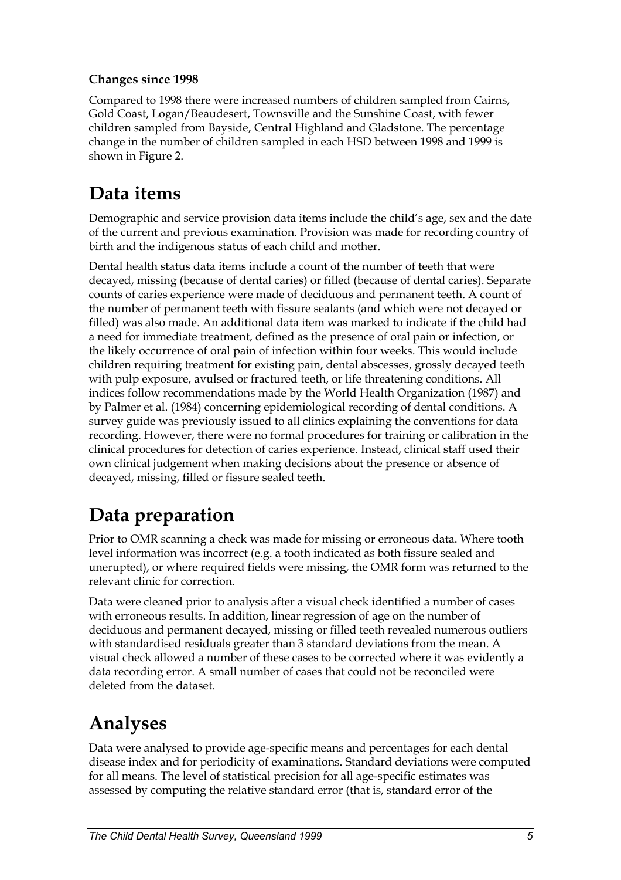**Changes since 1998**

Compared to 1998 there were increased numbers of children sampled from Cairns, Gold Coast, Logan/Beaudesert, Townsville and the Sunshine Coast, with fewer children sampled from Bayside, Central Highland and Gladstone. The percentage change in the number of children sampled in each HSD between 1998 and 1999 is shown in Figure 2.

# Data items

Demographic and service provision data items include the child's age, sex and the date of the current and previous examination. Provision was made for recording country of birth and the indigenous status of each child and mother.

Dental health status data items include a count of the number of teeth that were decayed, missing (because of dental caries) or filled (because of dental caries). Separate counts of caries experience were made of deciduous and permanent teeth. A count of the number of permanent teeth with fissure sealants (and which were not decayed or filled) was also made. An additional data item was marked to indicate if the child had a need for immediate treatment, defined as the presence of oral pain or infection, or the likely occurrence of oral pain of infection within four weeks. This would include children requiring treatment for existing pain, dental abscesses, grossly decayed teeth with pulp exposure, avulsed or fractured teeth, or life threatening conditions. All indices follow recommendations made by the World Health Organization (1987) and by Palmer et al. (1984) concerning epidemiological recording of dental conditions. A survey guide was previously issued to all clinics explaining the conventions for data recording. However, there were no formal procedures for training or calibration in the clinical procedures for detection of caries experience. Instead, clinical staff used their own clinical judgement when making decisions about the presence or absence of decayed, missing, filled or fissure sealed teeth.

# Data preparation

Prior to OMR scanning a check was made for missing or erroneous data. Where tooth level information was incorrect (e.g. a tooth indicated as both fissure sealed and unerupted), or where required fields were missing, the OMR form was returned to the relevant clinic for correction.

Data were cleaned prior to analysis after a visual check identified a number of cases with erroneous results. In addition, linear regression of age on the number of deciduous and permanent decayed, missing or filled teeth revealed numerous outliers with standardised residuals greater than 3 standard deviations from the mean. A visual check allowed a number of these cases to be corrected where it was evidently a data recording error. A small number of cases that could not be reconciled were deleted from the dataset.

# Analyses

Data were analysed to provide age-specific means and percentages for each dental disease index and for periodicity of examinations. Standard deviations were computed for all means. The level of statistical precision for all age-specific estimates was assessed by computing the relative standard error (that is, standard error of the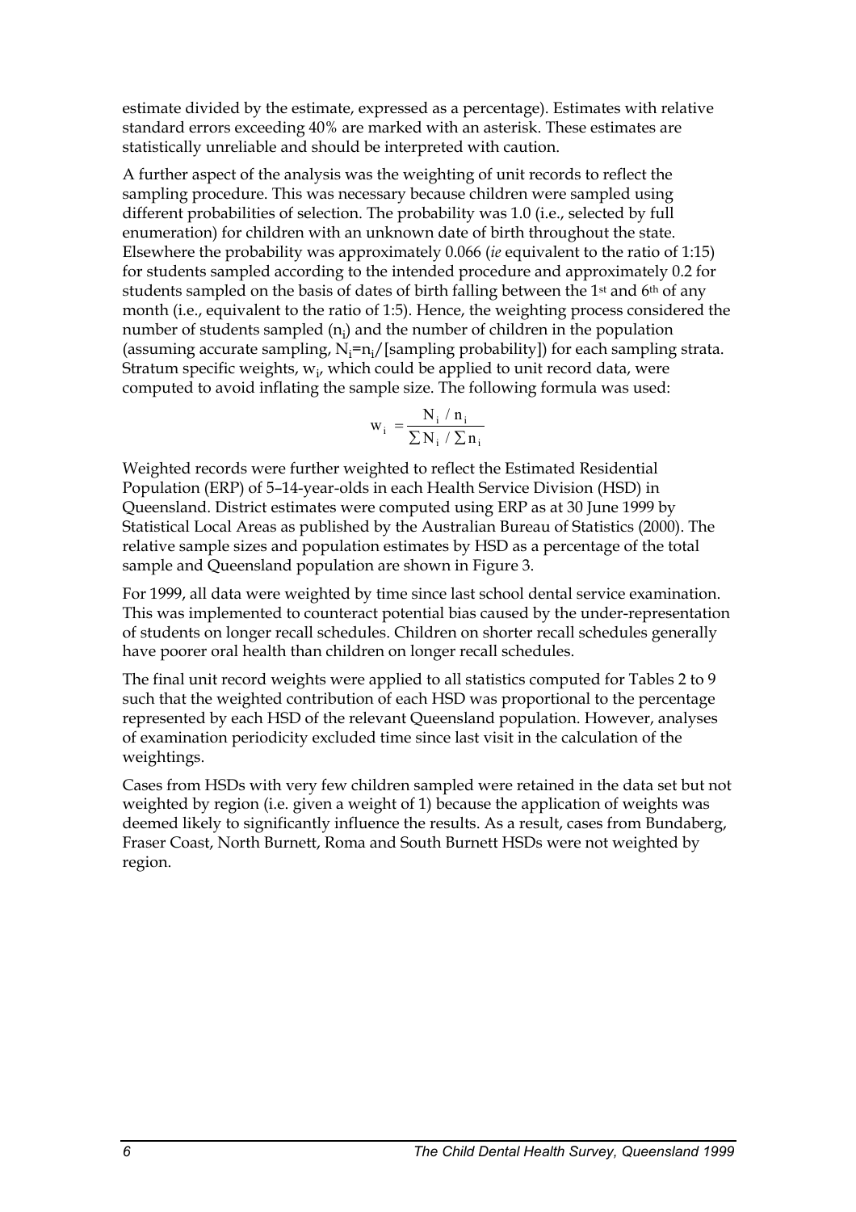estimate divided by the estimate, expressed as a percentage). Estimates with relative standard errors exceeding 40% are marked with an asterisk. These estimates are statistically unreliable and should be interpreted with caution.

A further aspect of the analysis was the weighting of unit records to reflect the sampling procedure. This was necessary because children were sampled using different probabilities of selection. The probability was 1.0 (i.e., selected by full enumeration) for children with an unknown date of birth throughout the state. Elsewhere the probability was approximately 0.066 (*ie* equivalent to the ratio of 1:15) for students sampled according to the intended procedure and approximately 0.2 for students sampled on the basis of dates of birth falling between the 1st and 6th of any month (i.e., equivalent to the ratio of 1:5). Hence, the weighting process considered the number of students sampled ($n_i$) and the number of children in the population (assuming accurate sampling, $N_i = n_i / [\text{sampling probability}]$) for each sampling strata. Stratum specific weights, $w_i$, which could be applied to unit record data, were computed to avoid inflating the sample size. The following formula was used:

$$w_i = \frac{N_i / n_i}{\sum N_i / \sum n_i}$$

Weighted records were further weighted to reflect the Estimated Residential Population (ERP) of 5–14-year-olds in each Health Service Division (HSD) in Queensland. District estimates were computed using ERP as at 30 June 1999 by Statistical Local Areas as published by the Australian Bureau of Statistics (2000). The relative sample sizes and population estimates by HSD as a percentage of the total sample and Queensland population are shown in Figure 3.

For 1999, all data were weighted by time since last school dental service examination. This was implemented to counteract potential bias caused by the under-representation of students on longer recall schedules. Children on shorter recall schedules generally have poorer oral health than children on longer recall schedules.

The final unit record weights were applied to all statistics computed for Tables 2 to 9 such that the weighted contribution of each HSD was proportional to the percentage represented by each HSD of the relevant Queensland population. However, analyses of examination periodicity excluded time since last visit in the calculation of the weightings.

Cases from HSDs with very few children sampled were retained in the data set but not weighted by region (i.e. given a weight of 1) because the application of weights was deemed likely to significantly influence the results. As a result, cases from Bundaberg, Fraser Coast, North Burnett, Roma and South Burnett HSDs were not weighted by region.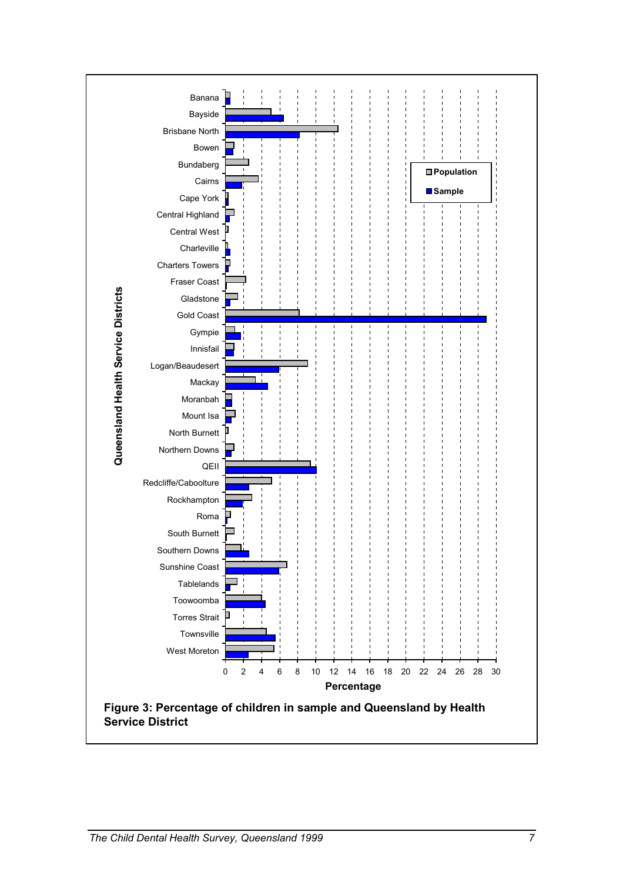**Figure 3: Percentage of children in sample and Queensland by Health Service District**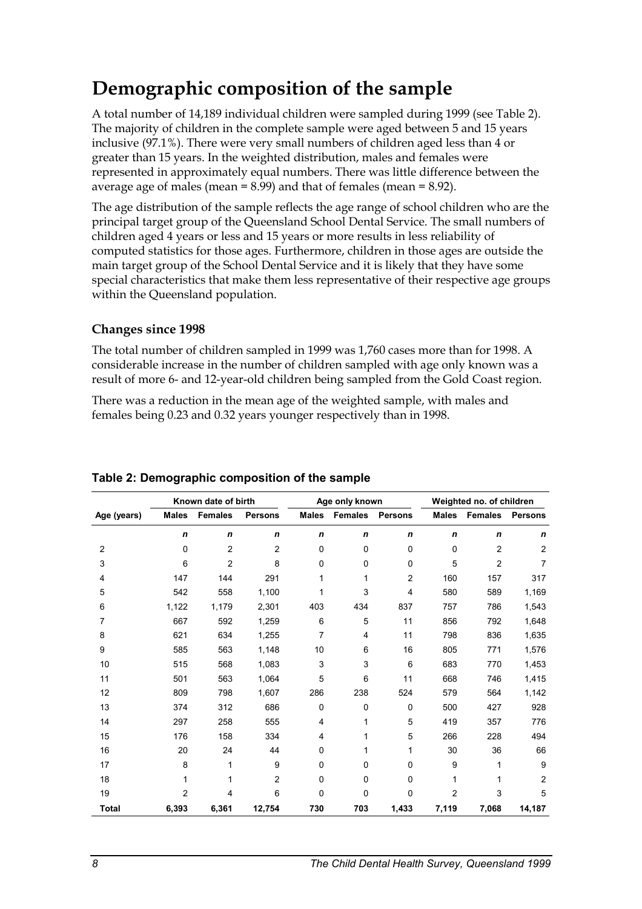# Demographic composition of the sample

A total number of 14,189 individual children were sampled during 1999 (see Table 2). The majority of children in the complete sample were aged between 5 and 15 years inclusive (97.1%). There were very small numbers of children aged less than 4 or greater than 15 years. In the weighted distribution, males and females were represented in approximately equal numbers. There was little difference between the average age of males (mean = 8.99) and that of females (mean = 8.92).

The age distribution of the sample reflects the age range of school children who are the principal target group of the Queensland School Dental Service. The small numbers of children aged 4 years or less and 15 years or more results in less reliability of computed statistics for those ages. Furthermore, children in those ages are outside the main target group of the School Dental Service and it is likely that they have some special characteristics that make them less representative of their respective age groups within the Queensland population.

### Changes since 1998

The total number of children sampled in 1999 was 1,760 cases more than for 1998. A considerable increase in the number of children sampled with age only known was a result of more 6- and 12-year-old children being sampled from the Gold Coast region.

There was a reduction in the mean age of the weighted sample, with males and females being 0.23 and 0.32 years younger respectively than in 1998.

**Table 2: Demographic composition of the sample**

| | Known date of birth | | | Age only known | | | Weighted no. of children | | |
|---|---|---|---|---|---|---|---|---|---|
| Age (years) | Males | Females | Persons | Males | Females | Persons | Males | Females | Persons |
| | *n* | *n* | *n* | *n* | *n* | *n* | *n* | *n* | *n* |
| 2 | 0 | 2 | 2 | 0 | 0 | 0 | 0 | 2 | 2 |
| 3 | 6 | 2 | 8 | 0 | 0 | 0 | 5 | 2 | 7 |
| 4 | 147 | 144 | 291 | 1 | 1 | 2 | 160 | 157 | 317 |
| 5 | 542 | 558 | 1,100 | 1 | 3 | 4 | 580 | 589 | 1,169 |
| 6 | 1,122 | 1,179 | 2,301 | 403 | 434 | 837 | 757 | 786 | 1,543 |
| 7 | 667 | 592 | 1,259 | 6 | 5 | 11 | 856 | 792 | 1,648 |
| 8 | 621 | 634 | 1,255 | 7 | 4 | 11 | 798 | 836 | 1,635 |
| 9 | 585 | 563 | 1,148 | 10 | 6 | 16 | 805 | 771 | 1,576 |
| 10 | 515 | 568 | 1,083 | 3 | 3 | 6 | 683 | 770 | 1,453 |
| 11 | 501 | 563 | 1,064 | 5 | 6 | 11 | 668 | 746 | 1,415 |
| 12 | 809 | 798 | 1,607 | 286 | 238 | 524 | 579 | 564 | 1,142 |
| 13 | 374 | 312 | 686 | 0 | 0 | 0 | 500 | 427 | 928 |
| 14 | 297 | 258 | 555 | 4 | 1 | 5 | 419 | 357 | 776 |
| 15 | 176 | 158 | 334 | 4 | 1 | 5 | 266 | 228 | 494 |
| 16 | 20 | 24 | 44 | 0 | 1 | 1 | 30 | 36 | 66 |
| 17 | 8 | 1 | 9 | 0 | 0 | 0 | 9 | 1 | 9 |
| 18 | 1 | 1 | 2 | 0 | 0 | 0 | 1 | 1 | 2 |
| 19 | 2 | 4 | 6 | 0 | 0 | 0 | 2 | 3 | 5 |
| **Total** | **6,393** | **6,361** | **12,754** | **730** | **703** | **1,433** | **7,119** | **7,068** | **14,187** |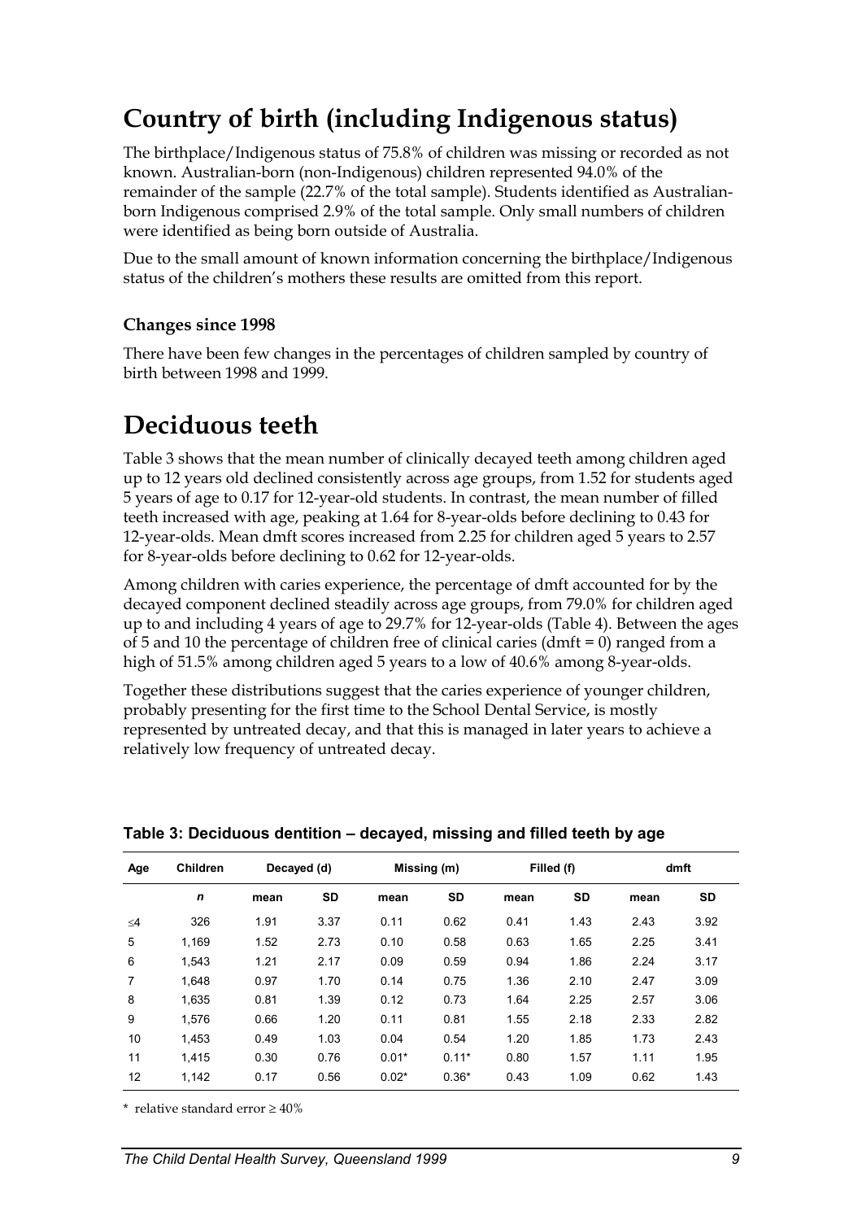# Country of birth (including Indigenous status)

The birthplace/Indigenous status of 75.8% of children was missing or recorded as not known. Australian-born (non-Indigenous) children represented 94.0% of the remainder of the sample (22.7% of the total sample). Students identified as Australian-born Indigenous comprised 2.9% of the total sample. Only small numbers of children were identified as being born outside of Australia.

Due to the small amount of known information concerning the birthplace/Indigenous status of the children's mothers these results are omitted from this report.

### Changes since 1998

There have been few changes in the percentages of children sampled by country of birth between 1998 and 1999.

# Deciduous teeth

Table 3 shows that the mean number of clinically decayed teeth among children aged up to 12 years old declined consistently across age groups, from 1.52 for students aged 5 years of age to 0.17 for 12-year-old students. In contrast, the mean number of filled teeth increased with age, peaking at 1.64 for 8-year-olds before declining to 0.43 for 12-year-olds. Mean dmft scores increased from 2.25 for children aged 5 years to 2.57 for 8-year-olds before declining to 0.62 for 12-year-olds.

Among children with caries experience, the percentage of dmft accounted for by the decayed component declined steadily across age groups, from 79.0% for children aged up to and including 4 years of age to 29.7% for 12-year-olds (Table 4). Between the ages of 5 and 10 the percentage of children free of clinical caries (dmft = 0) ranged from a high of 51.5% among children aged 5 years to a low of 40.6% among 8-year-olds.

Together these distributions suggest that the caries experience of younger children, probably presenting for the first time to the School Dental Service, is mostly represented by untreated decay, and that this is managed in later years to achieve a relatively low frequency of untreated decay.

**Table 3: Deciduous dentition – decayed, missing and filled teeth by age**

| Age | Children | Decayed (d) | | Missing (m) | | Filled (f) | | dmft | |
|---|---|---|---|---|---|---|---|---|---|
| | *n* | mean | SD | mean | SD | mean | SD | mean | SD |
| ≤4 | 326 | 1.91 | 3.37 | 0.11 | 0.62 | 0.41 | 1.43 | 2.43 | 3.92 |
| 5 | 1,169 | 1.52 | 2.73 | 0.10 | 0.58 | 0.63 | 1.65 | 2.25 | 3.41 |
| 6 | 1,543 | 1.21 | 2.17 | 0.09 | 0.59 | 0.94 | 1.86 | 2.24 | 3.17 |
| 7 | 1,648 | 0.97 | 1.70 | 0.14 | 0.75 | 1.36 | 2.10 | 2.47 | 3.09 |
| 8 | 1,635 | 0.81 | 1.39 | 0.12 | 0.73 | 1.64 | 2.25 | 2.57 | 3.06 |
| 9 | 1,576 | 0.66 | 1.20 | 0.11 | 0.81 | 1.55 | 2.18 | 2.33 | 2.82 |
| 10 | 1,453 | 0.49 | 1.03 | 0.04 | 0.54 | 1.20 | 1.85 | 1.73 | 2.43 |
| 11 | 1,415 | 0.30 | 0.76 | 0.01* | 0.11* | 0.80 | 1.57 | 1.11 | 1.95 |
| 12 | 1,142 | 0.17 | 0.56 | 0.02* | 0.36* | 0.43 | 1.09 | 0.62 | 1.43 |

\* relative standard error ≥ 40%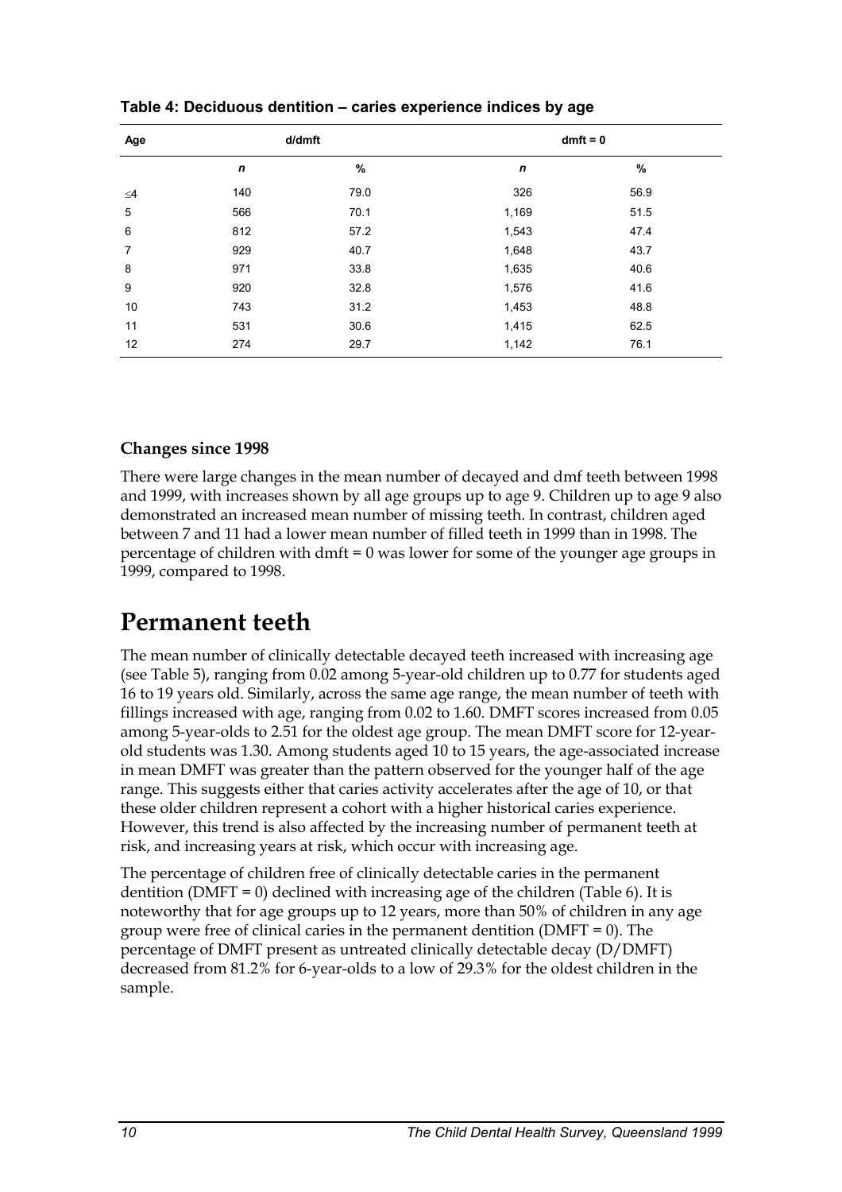**Table 4: Deciduous dentition – caries experience indices by age**

| Age | d/dmft | | dmft = 0 | |
|---|---|---|---|---|
| | *n* | % | *n* | % |
| ≤4 | 140 | 79.0 | 326 | 56.9 |
| 5 | 566 | 70.1 | 1,169 | 51.5 |
| 6 | 812 | 57.2 | 1,543 | 47.4 |
| 7 | 929 | 40.7 | 1,648 | 43.7 |
| 8 | 971 | 33.8 | 1,635 | 40.6 |
| 9 | 920 | 32.8 | 1,576 | 41.6 |
| 10 | 743 | 31.2 | 1,453 | 48.8 |
| 11 | 531 | 30.6 | 1,415 | 62.5 |
| 12 | 274 | 29.7 | 1,142 | 76.1 |

### Changes since 1998

There were large changes in the mean number of decayed and dmf teeth between 1998 and 1999, with increases shown by all age groups up to age 9. Children up to age 9 also demonstrated an increased mean number of missing teeth. In contrast, children aged between 7 and 11 had a lower mean number of filled teeth in 1999 than in 1998. The percentage of children with dmft = 0 was lower for some of the younger age groups in 1999, compared to 1998.

## Permanent teeth

The mean number of clinically detectable decayed teeth increased with increasing age (see Table 5), ranging from 0.02 among 5-year-old children up to 0.77 for students aged 16 to 19 years old. Similarly, across the same age range, the mean number of teeth with fillings increased with age, ranging from 0.02 to 1.60. DMFT scores increased from 0.05 among 5-year-olds to 2.51 for the oldest age group. The mean DMFT score for 12-year-old students was 1.30. Among students aged 10 to 15 years, the age-associated increase in mean DMFT was greater than the pattern observed for the younger half of the age range. This suggests either that caries activity accelerates after the age of 10, or that these older children represent a cohort with a higher historical caries experience. However, this trend is also affected by the increasing number of permanent teeth at risk, and increasing years at risk, which occur with increasing age.

The percentage of children free of clinically detectable caries in the permanent dentition (DMFT = 0) declined with increasing age of the children (Table 6). It is noteworthy that for age groups up to 12 years, more than 50% of children in any age group were free of clinical caries in the permanent dentition (DMFT = 0). The percentage of DMFT present as untreated clinically detectable decay (D/DMFT) decreased from 81.2% for 6-year-olds to a low of 29.3% for the oldest children in the sample.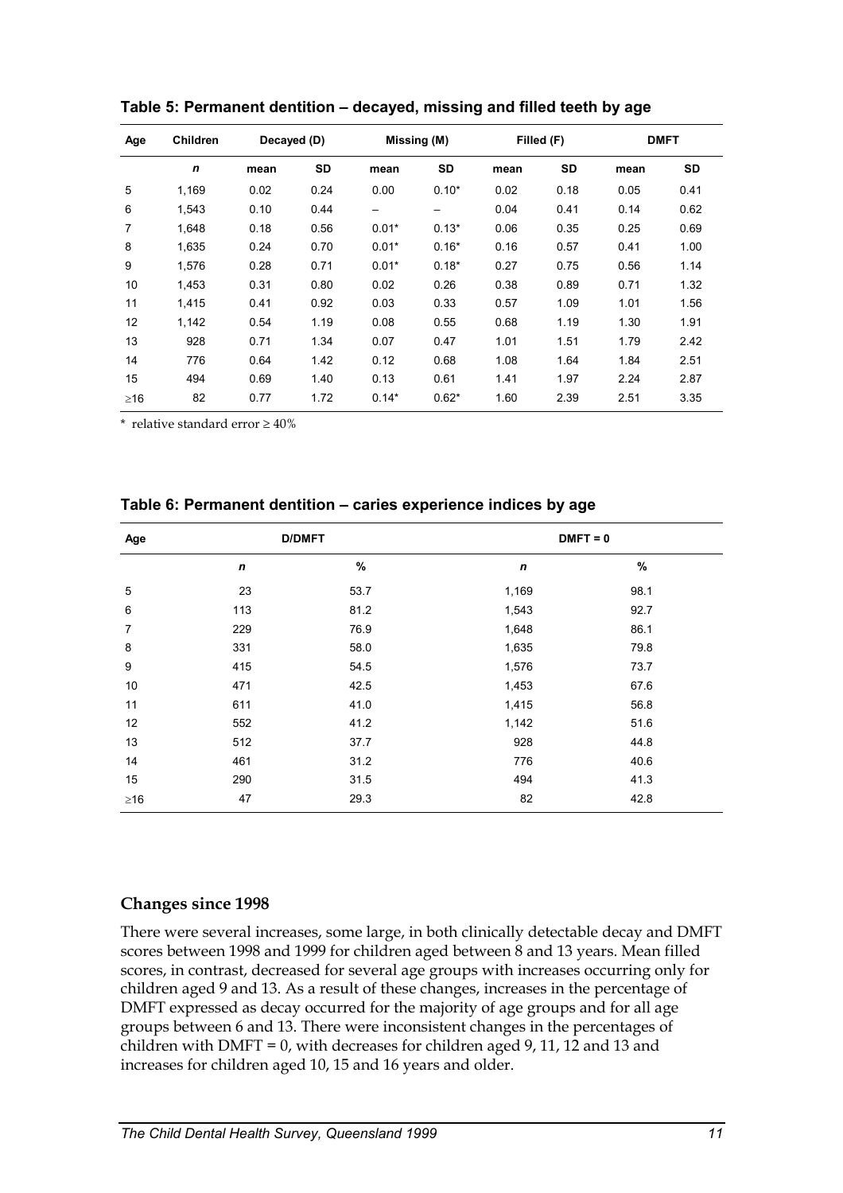**Table 5: Permanent dentition – decayed, missing and filled teeth by age**

| Age | Children | Decayed (D) | | Missing (M) | | Filled (F) | | DMFT | |
|---|---|---|---|---|---|---|---|---|---|
| | *n* | mean | SD | mean | SD | mean | SD | mean | SD |
| 5 | 1,169 | 0.02 | 0.24 | 0.00 | 0.10* | 0.02 | 0.18 | 0.05 | 0.41 |
| 6 | 1,543 | 0.10 | 0.44 | – | – | 0.04 | 0.41 | 0.14 | 0.62 |
| 7 | 1,648 | 0.18 | 0.56 | 0.01* | 0.13* | 0.06 | 0.35 | 0.25 | 0.69 |
| 8 | 1,635 | 0.24 | 0.70 | 0.01* | 0.16* | 0.16 | 0.57 | 0.41 | 1.00 |
| 9 | 1,576 | 0.28 | 0.71 | 0.01* | 0.18* | 0.27 | 0.75 | 0.56 | 1.14 |
| 10 | 1,453 | 0.31 | 0.80 | 0.02 | 0.26 | 0.38 | 0.89 | 0.71 | 1.32 |
| 11 | 1,415 | 0.41 | 0.92 | 0.03 | 0.33 | 0.57 | 1.09 | 1.01 | 1.56 |
| 12 | 1,142 | 0.54 | 1.19 | 0.08 | 0.55 | 0.68 | 1.19 | 1.30 | 1.91 |
| 13 | 928 | 0.71 | 1.34 | 0.07 | 0.47 | 1.01 | 1.51 | 1.79 | 2.42 |
| 14 | 776 | 0.64 | 1.42 | 0.12 | 0.68 | 1.08 | 1.64 | 1.84 | 2.51 |
| 15 | 494 | 0.69 | 1.40 | 0.13 | 0.61 | 1.41 | 1.97 | 2.24 | 2.87 |
| ≥16 | 82 | 0.77 | 1.72 | 0.14* | 0.62* | 1.60 | 2.39 | 2.51 | 3.35 |

\* relative standard error ≥ 40%

**Table 6: Permanent dentition – caries experience indices by age**

| Age | D/DMFT | | DMFT = 0 | |
|---|---|---|---|---|
| | *n* | % | *n* | % |
| 5 | 23 | 53.7 | 1,169 | 98.1 |
| 6 | 113 | 81.2 | 1,543 | 92.7 |
| 7 | 229 | 76.9 | 1,648 | 86.1 |
| 8 | 331 | 58.0 | 1,635 | 79.8 |
| 9 | 415 | 54.5 | 1,576 | 73.7 |
| 10 | 471 | 42.5 | 1,453 | 67.6 |
| 11 | 611 | 41.0 | 1,415 | 56.8 |
| 12 | 552 | 41.2 | 1,142 | 51.6 |
| 13 | 512 | 37.7 | 928 | 44.8 |
| 14 | 461 | 31.2 | 776 | 40.6 |
| 15 | 290 | 31.5 | 494 | 41.3 |
| ≥16 | 47 | 29.3 | 82 | 42.8 |

## Changes since 1998

There were several increases, some large, in both clinically detectable decay and DMFT scores between 1998 and 1999 for children aged between 8 and 13 years. Mean filled scores, in contrast, decreased for several age groups with increases occurring only for children aged 9 and 13. As a result of these changes, increases in the percentage of DMFT expressed as decay occurred for the majority of age groups and for all age groups between 6 and 13. There were inconsistent changes in the percentages of children with DMFT = 0, with decreases for children aged 9, 11, 12 and 13 and increases for children aged 10, 15 and 16 years and older.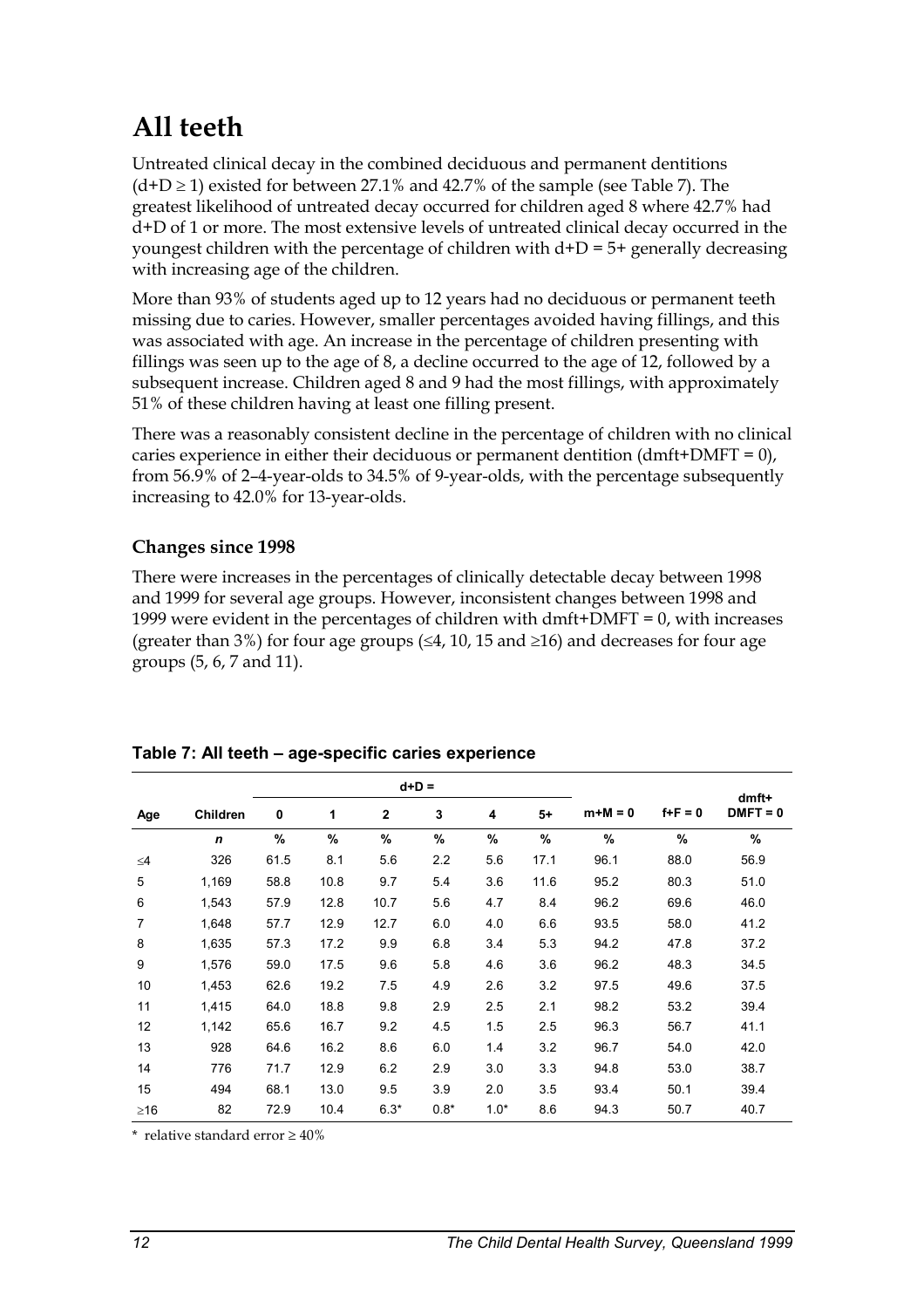# All teeth

Untreated clinical decay in the combined deciduous and permanent dentitions (d+D ≥ 1) existed for between 27.1% and 42.7% of the sample (see Table 7). The greatest likelihood of untreated decay occurred for children aged 8 where 42.7% had d+D of 1 or more. The most extensive levels of untreated clinical decay occurred in the youngest children with the percentage of children with d+D = 5+ generally decreasing with increasing age of the children.

More than 93% of students aged up to 12 years had no deciduous or permanent teeth missing due to caries. However, smaller percentages avoided having fillings, and this was associated with age. An increase in the percentage of children presenting with fillings was seen up to the age of 8, a decline occurred to the age of 12, followed by a subsequent increase. Children aged 8 and 9 had the most fillings, with approximately 51% of these children having at least one filling present.

There was a reasonably consistent decline in the percentage of children with no clinical caries experience in either their deciduous or permanent dentition (dmft+DMFT = 0), from 56.9% of 2–4-year-olds to 34.5% of 9-year-olds, with the percentage subsequently increasing to 42.0% for 13-year-olds.

### Changes since 1998

There were increases in the percentages of clinically detectable decay between 1998 and 1999 for several age groups. However, inconsistent changes between 1998 and 1999 were evident in the percentages of children with dmft+DMFT = 0, with increases (greater than 3%) for four age groups (≤4, 10, 15 and ≥16) and decreases for four age groups (5, 6, 7 and 11).

**Table 7: All teeth – age-specific caries experience**

| | | d+D = | | | | | | | | |
|---|---|---|---|---|---|---|---|---|---|---|
| Age | Children | 0 | 1 | 2 | 3 | 4 | 5+ | m+M = 0 | f+F = 0 | dmft+ DMFT = 0 |
| | *n* | % | % | % | % | % | % | % | % | % |
| ≤4 | 326 | 61.5 | 8.1 | 5.6 | 2.2 | 5.6 | 17.1 | 96.1 | 88.0 | 56.9 |
| 5 | 1,169 | 58.8 | 10.8 | 9.7 | 5.4 | 3.6 | 11.6 | 95.2 | 80.3 | 51.0 |
| 6 | 1,543 | 57.9 | 12.8 | 10.7 | 5.6 | 4.7 | 8.4 | 96.2 | 69.6 | 46.0 |
| 7 | 1,648 | 57.7 | 12.9 | 12.7 | 6.0 | 4.0 | 6.6 | 93.5 | 58.0 | 41.2 |
| 8 | 1,635 | 57.3 | 17.2 | 9.9 | 6.8 | 3.4 | 5.3 | 94.2 | 47.8 | 37.2 |
| 9 | 1,576 | 59.0 | 17.5 | 9.6 | 5.8 | 4.6 | 3.6 | 96.2 | 48.3 | 34.5 |
| 10 | 1,453 | 62.6 | 19.2 | 7.5 | 4.9 | 2.6 | 3.2 | 97.5 | 49.6 | 37.5 |
| 11 | 1,415 | 64.0 | 18.8 | 9.8 | 2.9 | 2.5 | 2.1 | 98.2 | 53.2 | 39.4 |
| 12 | 1,142 | 65.6 | 16.7 | 9.2 | 4.5 | 1.5 | 2.5 | 96.3 | 56.7 | 41.1 |
| 13 | 928 | 64.6 | 16.2 | 8.6 | 6.0 | 1.4 | 3.2 | 96.7 | 54.0 | 42.0 |
| 14 | 776 | 71.7 | 12.9 | 6.2 | 2.9 | 3.0 | 3.3 | 94.8 | 53.0 | 38.7 |
| 15 | 494 | 68.1 | 13.0 | 9.5 | 3.9 | 2.0 | 3.5 | 93.4 | 50.1 | 39.4 |
| ≥16 | 82 | 72.9 | 10.4 | 6.3* | 0.8* | 1.0* | 8.6 | 94.3 | 50.7 | 40.7 |

\* relative standard error ≥ 40%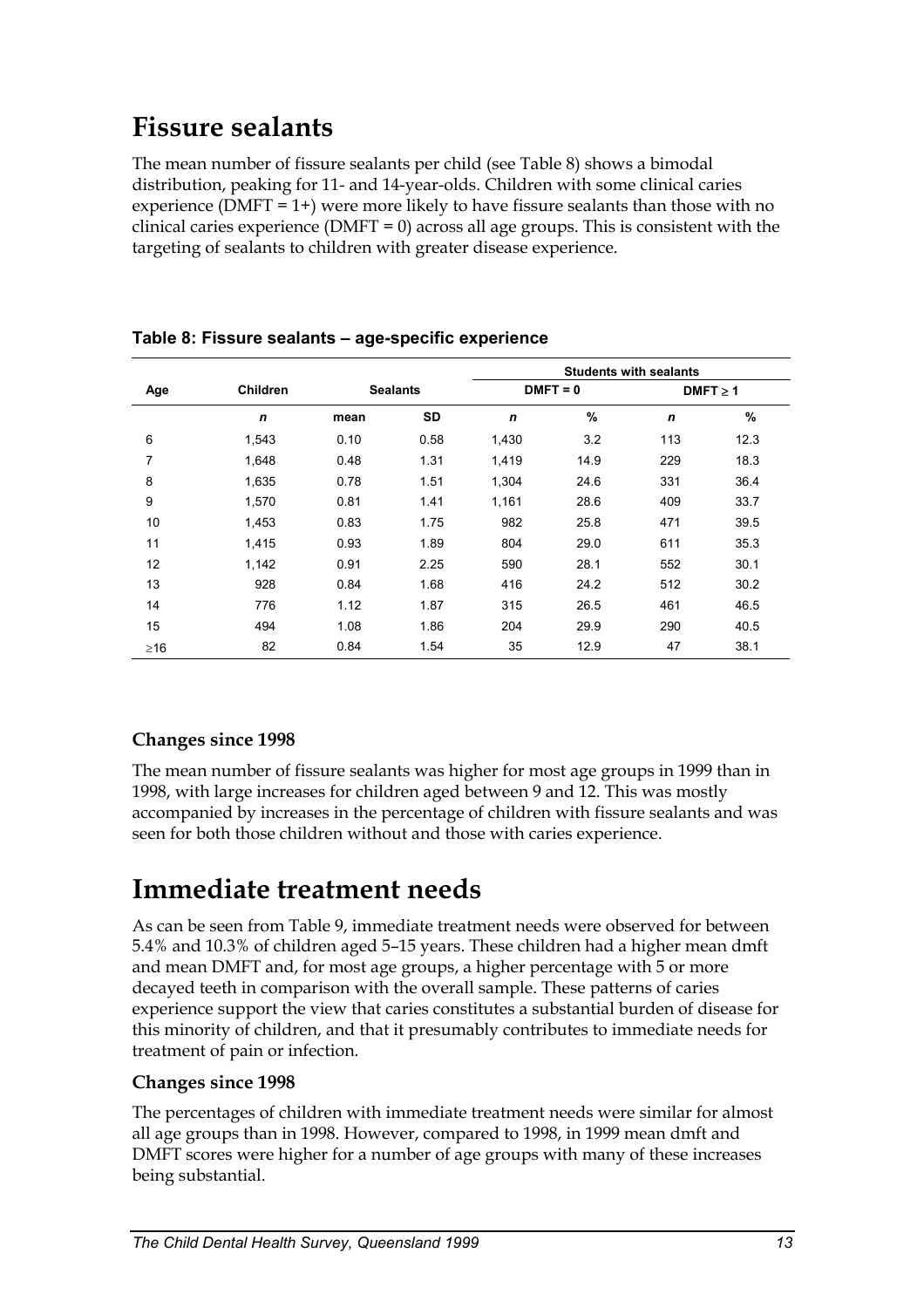# Fissure sealants

The mean number of fissure sealants per child (see Table 8) shows a bimodal distribution, peaking for 11- and 14-year-olds. Children with some clinical caries experience (DMFT = 1+) were more likely to have fissure sealants than those with no clinical caries experience (DMFT = 0) across all age groups. This is consistent with the targeting of sealants to children with greater disease experience.

**Table 8: Fissure sealants – age-specific experience**

| | | | | Students with sealants | | | |
|---|---|---|---|---|---|---|---|
| Age | Children | Sealants | | DMFT = 0 | | DMFT ≥ 1 | |
| | *n* | mean | SD | *n* | % | *n* | % |
| 6 | 1,543 | 0.10 | 0.58 | 1,430 | 3.2 | 113 | 12.3 |
| 7 | 1,648 | 0.48 | 1.31 | 1,419 | 14.9 | 229 | 18.3 |
| 8 | 1,635 | 0.78 | 1.51 | 1,304 | 24.6 | 331 | 36.4 |
| 9 | 1,570 | 0.81 | 1.41 | 1,161 | 28.6 | 409 | 33.7 |
| 10 | 1,453 | 0.83 | 1.75 | 982 | 25.8 | 471 | 39.5 |
| 11 | 1,415 | 0.93 | 1.89 | 804 | 29.0 | 611 | 35.3 |
| 12 | 1,142 | 0.91 | 2.25 | 590 | 28.1 | 552 | 30.1 |
| 13 | 928 | 0.84 | 1.68 | 416 | 24.2 | 512 | 30.2 |
| 14 | 776 | 1.12 | 1.87 | 315 | 26.5 | 461 | 46.5 |
| 15 | 494 | 1.08 | 1.86 | 204 | 29.9 | 290 | 40.5 |
| ≥16 | 82 | 0.84 | 1.54 | 35 | 12.9 | 47 | 38.1 |

### Changes since 1998

The mean number of fissure sealants was higher for most age groups in 1999 than in 1998, with large increases for children aged between 9 and 12. This was mostly accompanied by increases in the percentage of children with fissure sealants and was seen for both those children without and those with caries experience.

# Immediate treatment needs

As can be seen from Table 9, immediate treatment needs were observed for between 5.4% and 10.3% of children aged 5–15 years. These children had a higher mean dmft and mean DMFT and, for most age groups, a higher percentage with 5 or more decayed teeth in comparison with the overall sample. These patterns of caries experience support the view that caries constitutes a substantial burden of disease for this minority of children, and that it presumably contributes to immediate needs for treatment of pain or infection.

### Changes since 1998

The percentages of children with immediate treatment needs were similar for almost all age groups than in 1998. However, compared to 1998, in 1999 mean dmft and DMFT scores were higher for a number of age groups with many of these increases being substantial.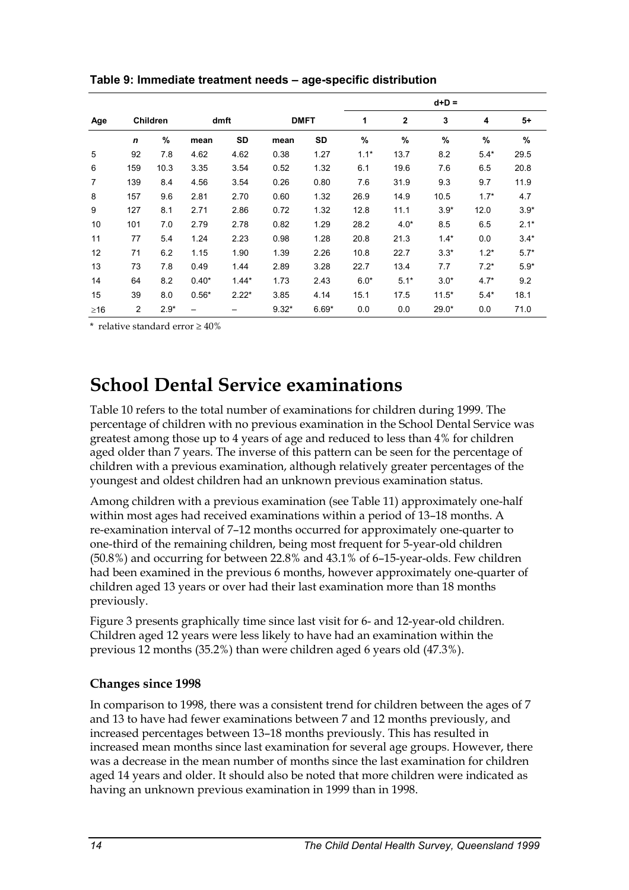**Table 9: Immediate treatment needs – age-specific distribution**

| Age | Children | | dmft | | DMFT | | d+D = 1 | 2 | 3 | 4 | 5+ |
|---|---|---|---|---|---|---|---|---|---|---|---|
| | *n* | % | mean | SD | mean | SD | % | % | % | % | % |
| 5 | 92 | 7.8 | 4.62 | 4.62 | 0.38 | 1.27 | 1.1* | 13.7 | 8.2 | 5.4* | 29.5 |
| 6 | 159 | 10.3 | 3.35 | 3.54 | 0.52 | 1.32 | 6.1 | 19.6 | 7.6 | 6.5 | 20.8 |
| 7 | 139 | 8.4 | 4.56 | 3.54 | 0.26 | 0.80 | 7.6 | 31.9 | 9.3 | 9.7 | 11.9 |
| 8 | 157 | 9.6 | 2.81 | 2.70 | 0.60 | 1.32 | 26.9 | 14.9 | 10.5 | 1.7* | 4.7 |
| 9 | 127 | 8.1 | 2.71 | 2.86 | 0.72 | 1.32 | 12.8 | 11.1 | 3.9* | 12.0 | 3.9* |
| 10 | 101 | 7.0 | 2.79 | 2.78 | 0.82 | 1.29 | 28.2 | 4.0* | 8.5 | 6.5 | 2.1* |
| 11 | 77 | 5.4 | 1.24 | 2.23 | 0.98 | 1.28 | 20.8 | 21.3 | 1.4* | 0.0 | 3.4* |
| 12 | 71 | 6.2 | 1.15 | 1.90 | 1.39 | 2.26 | 10.8 | 22.7 | 3.3* | 1.2* | 5.7* |
| 13 | 73 | 7.8 | 0.49 | 1.44 | 2.89 | 3.28 | 22.7 | 13.4 | 7.7 | 7.2* | 5.9* |
| 14 | 64 | 8.2 | 0.40* | 1.44* | 1.73 | 2.43 | 6.0* | 5.1* | 3.0* | 4.7* | 9.2 |
| 15 | 39 | 8.0 | 0.56* | 2.22* | 3.85 | 4.14 | 15.1 | 17.5 | 11.5* | 5.4* | 18.1 |
| ≥16 | 2 | 2.9* | – | – | 9.32* | 6.69* | 0.0 | 0.0 | 29.0* | 0.0 | 71.0 |

\* relative standard error ≥ 40%

# School Dental Service examinations

Table 10 refers to the total number of examinations for children during 1999. The percentage of children with no previous examination in the School Dental Service was greatest among those up to 4 years of age and reduced to less than 4% for children aged older than 7 years. The inverse of this pattern can be seen for the percentage of children with a previous examination, although relatively greater percentages of the youngest and oldest children had an unknown previous examination status.

Among children with a previous examination (see Table 11) approximately one-half within most ages had received examinations within a period of 13–18 months. A re-examination interval of 7–12 months occurred for approximately one-quarter to one-third of the remaining children, being most frequent for 5-year-old children (50.8%) and occurring for between 22.8% and 43.1% of 6–15-year-olds. Few children had been examined in the previous 6 months, however approximately one-quarter of children aged 13 years or over had their last examination more than 18 months previously.

Figure 3 presents graphically time since last visit for 6- and 12-year-old children. Children aged 12 years were less likely to have had an examination within the previous 12 months (35.2%) than were children aged 6 years old (47.3%).

### Changes since 1998

In comparison to 1998, there was a consistent trend for children between the ages of 7 and 13 to have had fewer examinations between 7 and 12 months previously, and increased percentages between 13–18 months previously. This has resulted in increased mean months since last examination for several age groups. However, there was a decrease in the mean number of months since the last examination for children aged 14 years and older. It should also be noted that more children were indicated as having an unknown previous examination in 1999 than in 1998.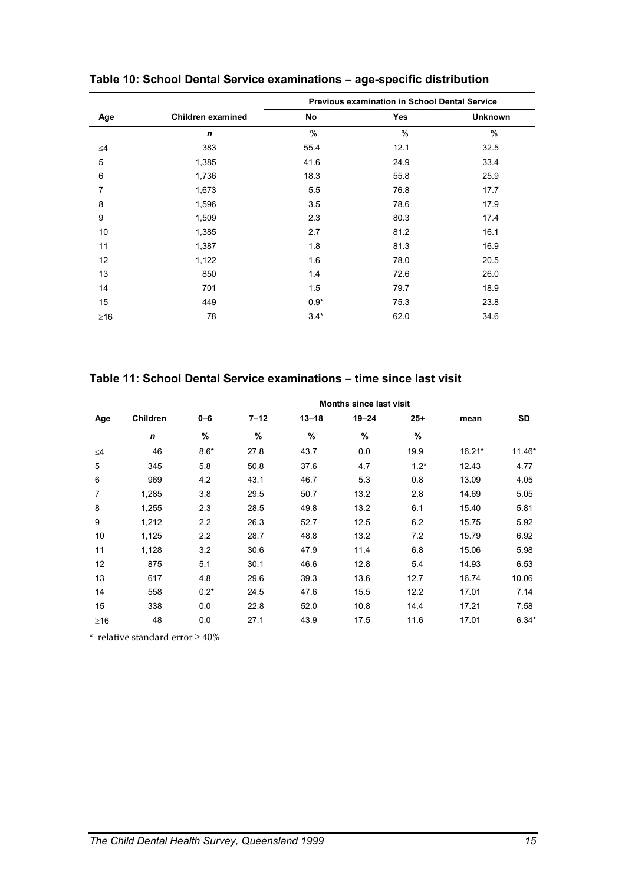## Table 10: School Dental Service examinations – age-specific distribution

| Age | Children examined | Previous examination in School Dental Service | | |
|---|---|---|---|---|
| | | No | Yes | Unknown |
| | *n* | % | % | % |
| ≤4 | 383 | 55.4 | 12.1 | 32.5 |
| 5 | 1,385 | 41.6 | 24.9 | 33.4 |
| 6 | 1,736 | 18.3 | 55.8 | 25.9 |
| 7 | 1,673 | 5.5 | 76.8 | 17.7 |
| 8 | 1,596 | 3.5 | 78.6 | 17.9 |
| 9 | 1,509 | 2.3 | 80.3 | 17.4 |
| 10 | 1,385 | 2.7 | 81.2 | 16.1 |
| 11 | 1,387 | 1.8 | 81.3 | 16.9 |
| 12 | 1,122 | 1.6 | 78.0 | 20.5 |
| 13 | 850 | 1.4 | 72.6 | 26.0 |
| 14 | 701 | 1.5 | 79.7 | 18.9 |
| 15 | 449 | 0.9* | 75.3 | 23.8 |
| ≥16 | 78 | 3.4* | 62.0 | 34.6 |

## Table 11: School Dental Service examinations – time since last visit

| Age | Children | Months since last visit | | | | | | |
|---|---|---|---|---|---|---|---|---|
| | | 0–6 | 7–12 | 13–18 | 19–24 | 25+ | mean | SD |
| | *n* | % | % | % | % | % | | |
| ≤4 | 46 | 8.6* | 27.8 | 43.7 | 0.0 | 19.9 | 16.21* | 11.46* |
| 5 | 345 | 5.8 | 50.8 | 37.6 | 4.7 | 1.2* | 12.43 | 4.77 |
| 6 | 969 | 4.2 | 43.1 | 46.7 | 5.3 | 0.8 | 13.09 | 4.05 |
| 7 | 1,285 | 3.8 | 29.5 | 50.7 | 13.2 | 2.8 | 14.69 | 5.05 |
| 8 | 1,255 | 2.3 | 28.5 | 49.8 | 13.2 | 6.1 | 15.40 | 5.81 |
| 9 | 1,212 | 2.2 | 26.3 | 52.7 | 12.5 | 6.2 | 15.75 | 5.92 |
| 10 | 1,125 | 2.2 | 28.7 | 48.8 | 13.2 | 7.2 | 15.79 | 6.92 |
| 11 | 1,128 | 3.2 | 30.6 | 47.9 | 11.4 | 6.8 | 15.06 | 5.98 |
| 12 | 875 | 5.1 | 30.1 | 46.6 | 12.8 | 5.4 | 14.93 | 6.53 |
| 13 | 617 | 4.8 | 29.6 | 39.3 | 13.6 | 12.7 | 16.74 | 10.06 |
| 14 | 558 | 0.2* | 24.5 | 47.6 | 15.5 | 12.2 | 17.01 | 7.14 |
| 15 | 338 | 0.0 | 22.8 | 52.0 | 10.8 | 14.4 | 17.21 | 7.58 |
| ≥16 | 48 | 0.0 | 27.1 | 43.9 | 17.5 | 11.6 | 17.01 | 6.34* |

\* relative standard error ≥ 40%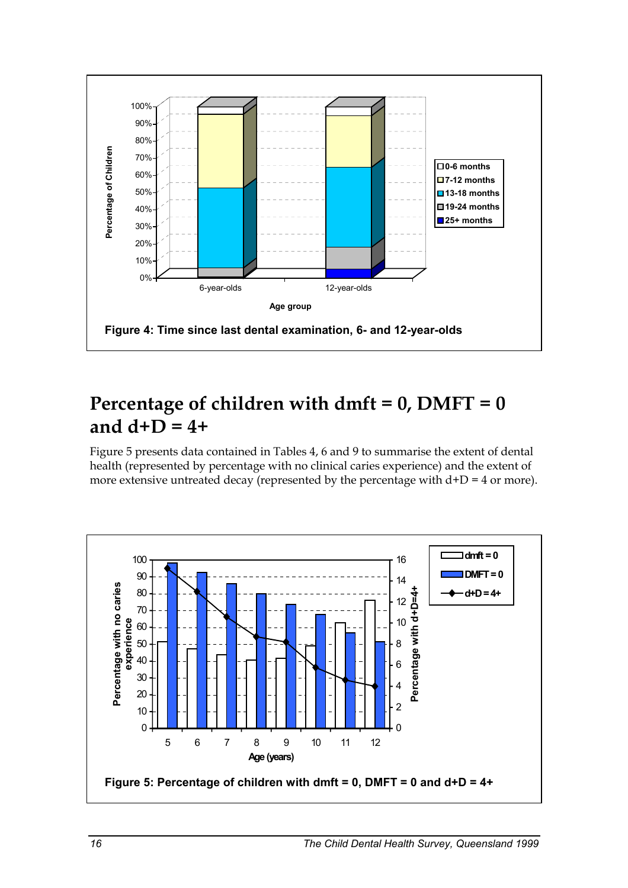Figure 4: Time since last dental examination, 6- and 12-year-olds

## Percentage of children with dmft = 0, DMFT = 0 and d+D = 4+

Figure 5 presents data contained in Tables 4, 6 and 9 to summarise the extent of dental health (represented by percentage with no clinical caries experience) and the extent of more extensive untreated decay (represented by the percentage with d+D = 4 or more).

Figure 5: Percentage of children with dmft = 0, DMFT = 0 and d+D = 4+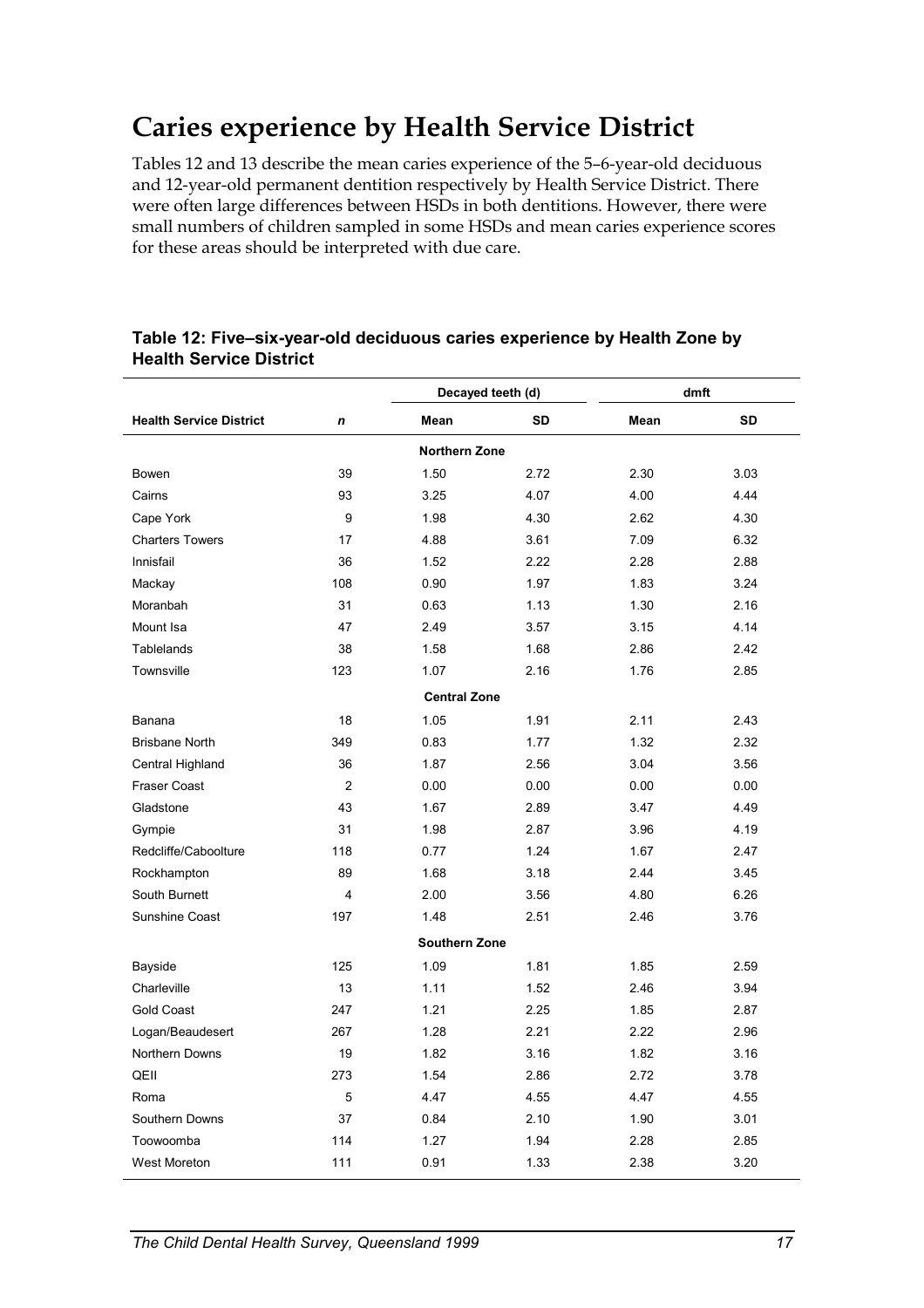# Caries experience by Health Service District

Tables 12 and 13 describe the mean caries experience of the 5–6-year-old deciduous and 12-year-old permanent dentition respectively by Health Service District. There were often large differences between HSDs in both dentitions. However, there were small numbers of children sampled in some HSDs and mean caries experience scores for these areas should be interpreted with due care.

**Table 12: Five–six-year-old deciduous caries experience by Health Zone by Health Service District**

| | | Decayed teeth (d) | | dmft | |
|---|---|---|---|---|---|
| **Health Service District** | ***n*** | **Mean** | **SD** | **Mean** | **SD** |
| | | **Northern Zone** | | | |
| Bowen | 39 | 1.50 | 2.72 | 2.30 | 3.03 |
| Cairns | 93 | 3.25 | 4.07 | 4.00 | 4.44 |
| Cape York | 9 | 1.98 | 4.30 | 2.62 | 4.30 |
| Charters Towers | 17 | 4.88 | 3.61 | 7.09 | 6.32 |
| Innisfail | 36 | 1.52 | 2.22 | 2.28 | 2.88 |
| Mackay | 108 | 0.90 | 1.97 | 1.83 | 3.24 |
| Moranbah | 31 | 0.63 | 1.13 | 1.30 | 2.16 |
| Mount Isa | 47 | 2.49 | 3.57 | 3.15 | 4.14 |
| Tablelands | 38 | 1.58 | 1.68 | 2.86 | 2.42 |
| Townsville | 123 | 1.07 | 2.16 | 1.76 | 2.85 |
| | | **Central Zone** | | | |
| Banana | 18 | 1.05 | 1.91 | 2.11 | 2.43 |
| Brisbane North | 349 | 0.83 | 1.77 | 1.32 | 2.32 |
| Central Highland | 36 | 1.87 | 2.56 | 3.04 | 3.56 |
| Fraser Coast | 2 | 0.00 | 0.00 | 0.00 | 0.00 |
| Gladstone | 43 | 1.67 | 2.89 | 3.47 | 4.49 |
| Gympie | 31 | 1.98 | 2.87 | 3.96 | 4.19 |
| Redcliffe/Caboolture | 118 | 0.77 | 1.24 | 1.67 | 2.47 |
| Rockhampton | 89 | 1.68 | 3.18 | 2.44 | 3.45 |
| South Burnett | 4 | 2.00 | 3.56 | 4.80 | 6.26 |
| Sunshine Coast | 197 | 1.48 | 2.51 | 2.46 | 3.76 |
| | | **Southern Zone** | | | |
| Bayside | 125 | 1.09 | 1.81 | 1.85 | 2.59 |
| Charleville | 13 | 1.11 | 1.52 | 2.46 | 3.94 |
| Gold Coast | 247 | 1.21 | 2.25 | 1.85 | 2.87 |
| Logan/Beaudesert | 267 | 1.28 | 2.21 | 2.22 | 2.96 |
| Northern Downs | 19 | 1.82 | 3.16 | 1.82 | 3.16 |
| QEII | 273 | 1.54 | 2.86 | 2.72 | 3.78 |
| Roma | 5 | 4.47 | 4.55 | 4.47 | 4.55 |
| Southern Downs | 37 | 0.84 | 2.10 | 1.90 | 3.01 |
| Toowoomba | 114 | 1.27 | 1.94 | 2.28 | 2.85 |
| West Moreton | 111 | 0.91 | 1.33 | 2.38 | 3.20 |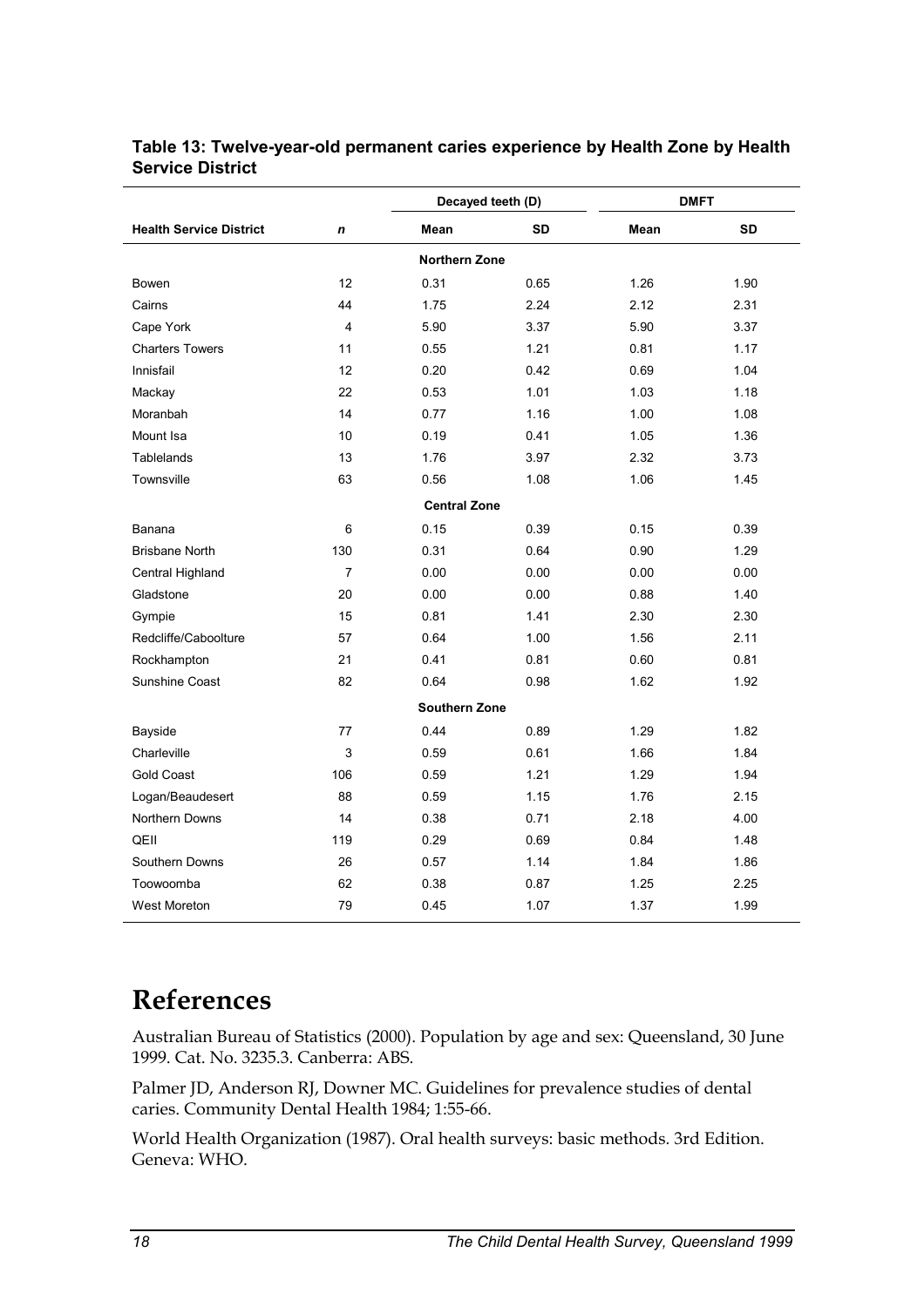**Table 13: Twelve-year-old permanent caries experience by Health Zone by Health Service District**

| | | Decayed teeth (D) | | DMFT | |
|---|---|---|---|---|---|
| **Health Service District** | ***n*** | **Mean** | **SD** | **Mean** | **SD** |
| | | **Northern Zone** | | | |
| Bowen | 12 | 0.31 | 0.65 | 1.26 | 1.90 |
| Cairns | 44 | 1.75 | 2.24 | 2.12 | 2.31 |
| Cape York | 4 | 5.90 | 3.37 | 5.90 | 3.37 |
| Charters Towers | 11 | 0.55 | 1.21 | 0.81 | 1.17 |
| Innisfail | 12 | 0.20 | 0.42 | 0.69 | 1.04 |
| Mackay | 22 | 0.53 | 1.01 | 1.03 | 1.18 |
| Moranbah | 14 | 0.77 | 1.16 | 1.00 | 1.08 |
| Mount Isa | 10 | 0.19 | 0.41 | 1.05 | 1.36 |
| Tablelands | 13 | 1.76 | 3.97 | 2.32 | 3.73 |
| Townsville | 63 | 0.56 | 1.08 | 1.06 | 1.45 |
| | | **Central Zone** | | | |
| Banana | 6 | 0.15 | 0.39 | 0.15 | 0.39 |
| Brisbane North | 130 | 0.31 | 0.64 | 0.90 | 1.29 |
| Central Highland | 7 | 0.00 | 0.00 | 0.00 | 0.00 |
| Gladstone | 20 | 0.00 | 0.00 | 0.88 | 1.40 |
| Gympie | 15 | 0.81 | 1.41 | 2.30 | 2.30 |
| Redcliffe/Caboolture | 57 | 0.64 | 1.00 | 1.56 | 2.11 |
| Rockhampton | 21 | 0.41 | 0.81 | 0.60 | 0.81 |
| Sunshine Coast | 82 | 0.64 | 0.98 | 1.62 | 1.92 |
| | | **Southern Zone** | | | |
| Bayside | 77 | 0.44 | 0.89 | 1.29 | 1.82 |
| Charleville | 3 | 0.59 | 0.61 | 1.66 | 1.84 |
| Gold Coast | 106 | 0.59 | 1.21 | 1.29 | 1.94 |
| Logan/Beaudesert | 88 | 0.59 | 1.15 | 1.76 | 2.15 |
| Northern Downs | 14 | 0.38 | 0.71 | 2.18 | 4.00 |
| QEII | 119 | 0.29 | 0.69 | 0.84 | 1.48 |
| Southern Downs | 26 | 0.57 | 1.14 | 1.84 | 1.86 |
| Toowoomba | 62 | 0.38 | 0.87 | 1.25 | 2.25 |
| West Moreton | 79 | 0.45 | 1.07 | 1.37 | 1.99 |

# References

Australian Bureau of Statistics (2000). Population by age and sex: Queensland, 30 June 1999. Cat. No. 3235.3. Canberra: ABS.

Palmer JD, Anderson RJ, Downer MC. Guidelines for prevalence studies of dental caries. Community Dental Health 1984; 1:55-66.

World Health Organization (1987). Oral health surveys: basic methods. 3rd Edition. Geneva: WHO.